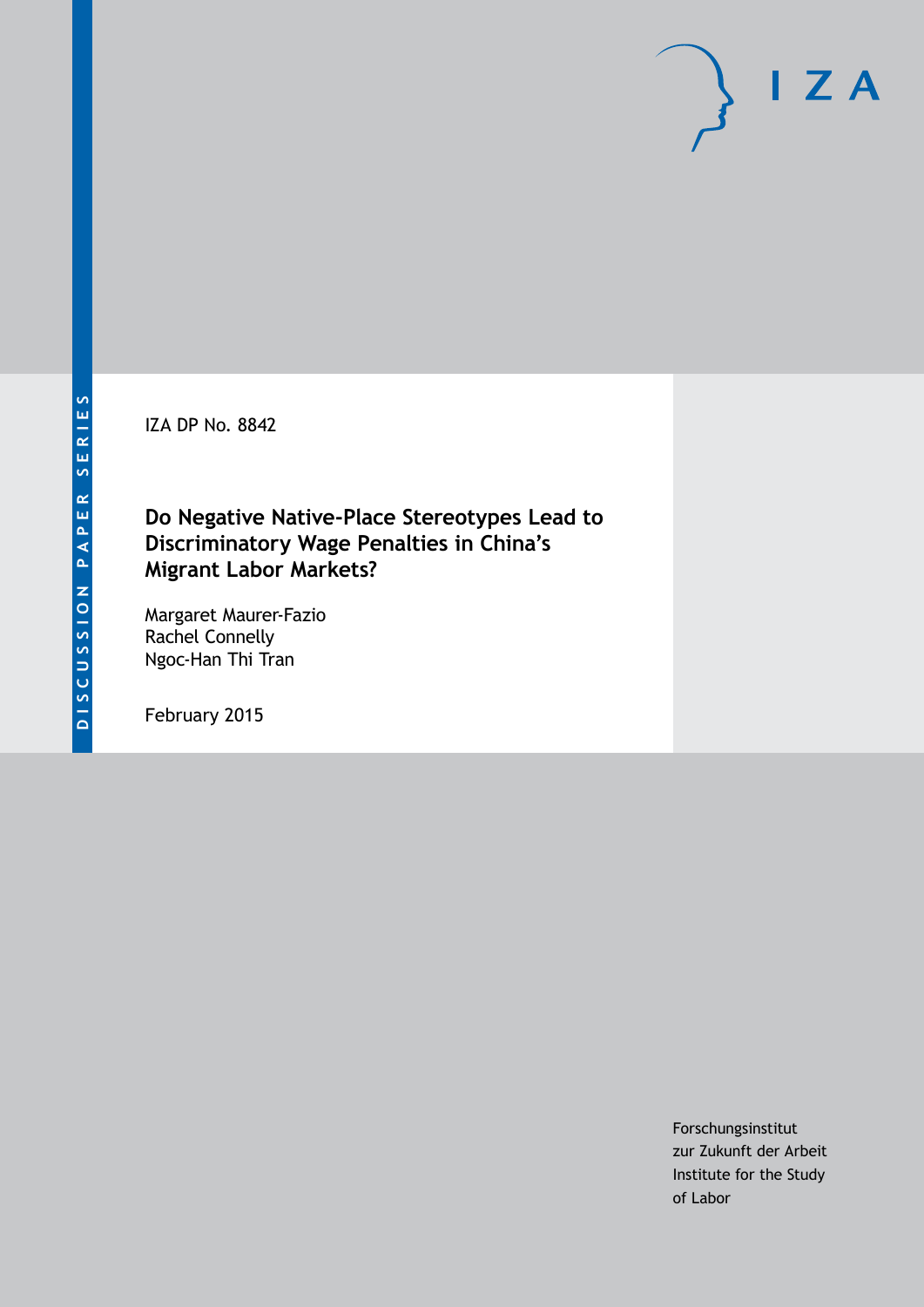DISCUSSION PAPER SERIES

IZA DP No. 8842

# Do Negative Native-Place Stereotypes Lead to Discriminatory Wage Penalties in China's Migrant Labor Markets?

Margaret Maurer-Fazio
Rachel Connelly
Ngoc-Han Thi Tran

February 2015

Forschungsinstitut
zur Zukunft der Arbeit
Institute for the Study
of Labor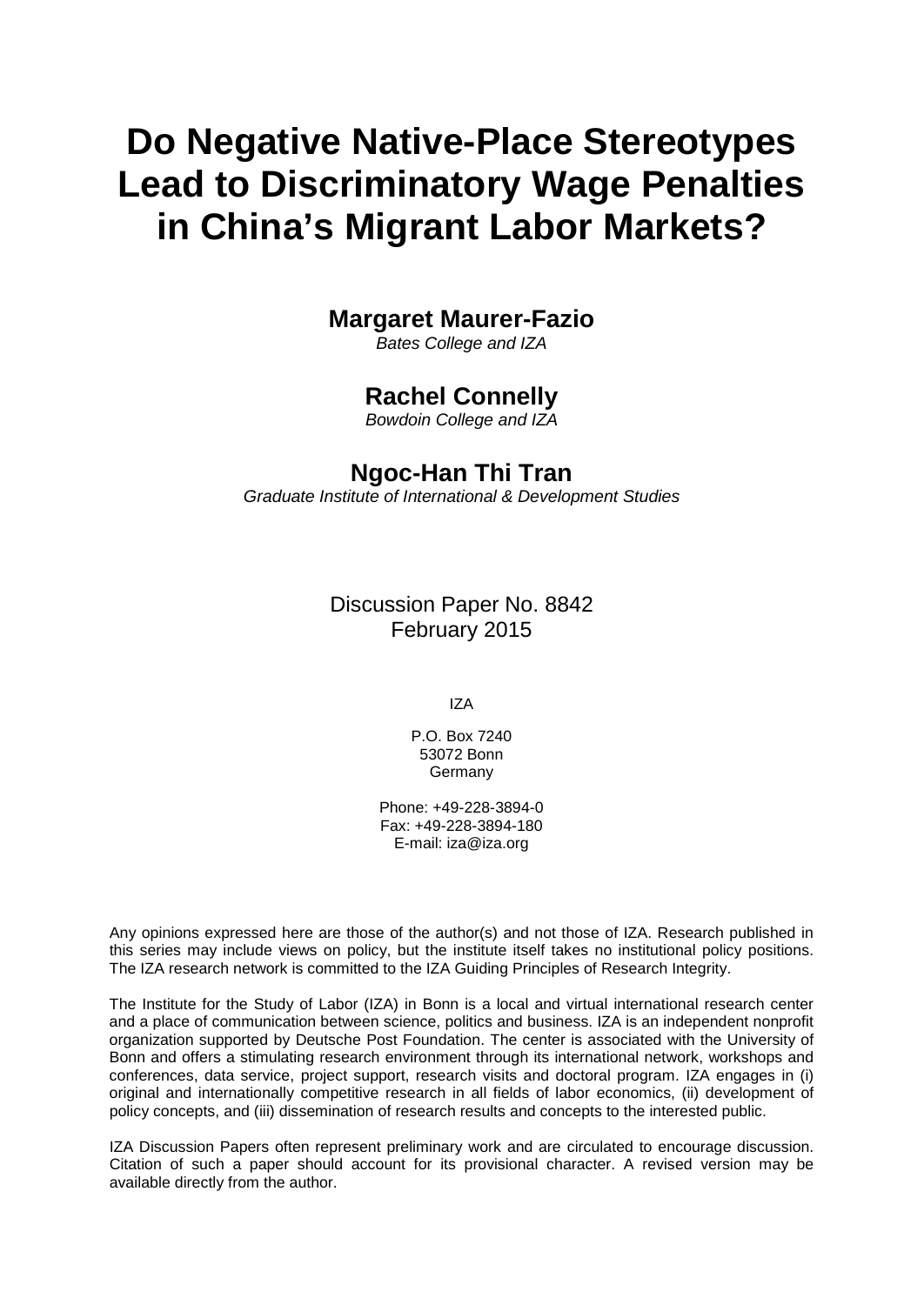# Do Negative Native-Place Stereotypes Lead to Discriminatory Wage Penalties in China's Migrant Labor Markets?

**Margaret Maurer-Fazio**

*Bates College and IZA*

**Rachel Connelly**

*Bowdoin College and IZA*

**Ngoc-Han Thi Tran**

*Graduate Institute of International & Development Studies*

Discussion Paper No. 8842
February 2015

IZA

P.O. Box 7240
53072 Bonn
Germany

Phone: +49-228-3894-0
Fax: +49-228-3894-180
E-mail: iza@iza.org

Any opinions expressed here are those of the author(s) and not those of IZA. Research published in this series may include views on policy, but the institute itself takes no institutional policy positions. The IZA research network is committed to the IZA Guiding Principles of Research Integrity.

The Institute for the Study of Labor (IZA) in Bonn is a local and virtual international research center and a place of communication between science, politics and business. IZA is an independent nonprofit organization supported by Deutsche Post Foundation. The center is associated with the University of Bonn and offers a stimulating research environment through its international network, workshops and conferences, data service, project support, research visits and doctoral program. IZA engages in (i) original and internationally competitive research in all fields of labor economics, (ii) development of policy concepts, and (iii) dissemination of research results and concepts to the interested public.

IZA Discussion Papers often represent preliminary work and are circulated to encourage discussion. Citation of such a paper should account for its provisional character. A revised version may be available directly from the author.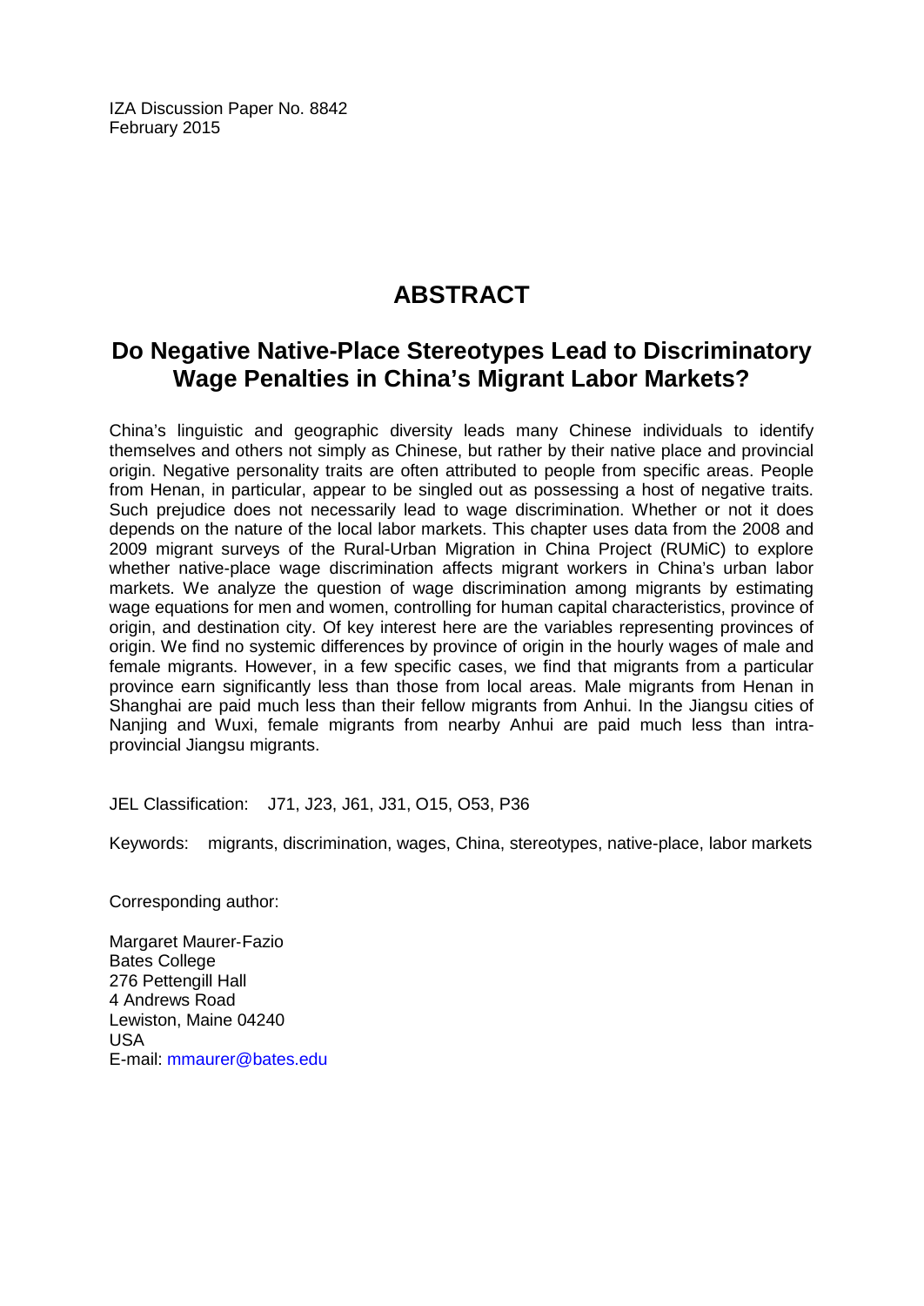IZA Discussion Paper No. 8842
February 2015

# ABSTRACT

## Do Negative Native-Place Stereotypes Lead to Discriminatory Wage Penalties in China's Migrant Labor Markets?

China's linguistic and geographic diversity leads many Chinese individuals to identify themselves and others not simply as Chinese, but rather by their native place and provincial origin. Negative personality traits are often attributed to people from specific areas. People from Henan, in particular, appear to be singled out as possessing a host of negative traits. Such prejudice does not necessarily lead to wage discrimination. Whether or not it does depends on the nature of the local labor markets. This chapter uses data from the 2008 and 2009 migrant surveys of the Rural-Urban Migration in China Project (RUMiC) to explore whether native-place wage discrimination affects migrant workers in China's urban labor markets. We analyze the question of wage discrimination among migrants by estimating wage equations for men and women, controlling for human capital characteristics, province of origin, and destination city. Of key interest here are the variables representing provinces of origin. We find no systemic differences by province of origin in the hourly wages of male and female migrants. However, in a few specific cases, we find that migrants from a particular province earn significantly less than those from local areas. Male migrants from Henan in Shanghai are paid much less than their fellow migrants from Anhui. In the Jiangsu cities of Nanjing and Wuxi, female migrants from nearby Anhui are paid much less than intra-provincial Jiangsu migrants.

JEL Classification: J71, J23, J61, J31, O15, O53, P36

Keywords: migrants, discrimination, wages, China, stereotypes, native-place, labor markets

Corresponding author:

Margaret Maurer-Fazio
Bates College
276 Pettengill Hall
4 Andrews Road
Lewiston, Maine 04240
USA
E-mail: mmaurer@bates.edu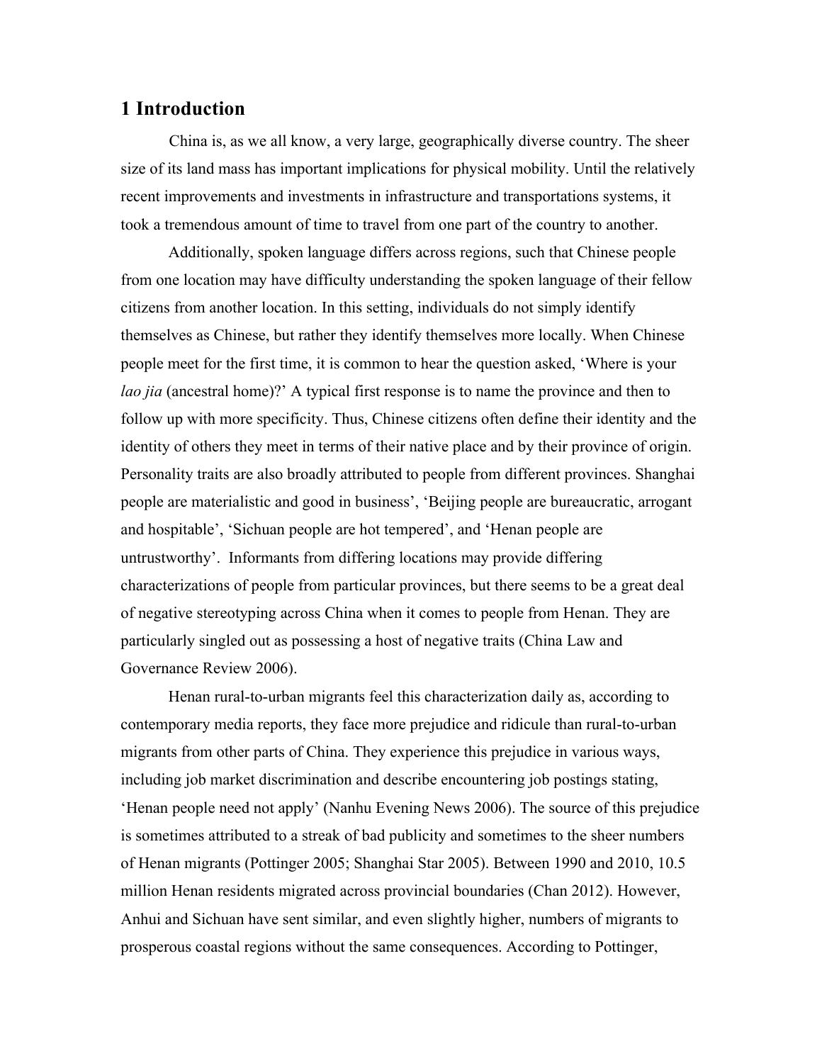## 1 Introduction

China is, as we all know, a very large, geographically diverse country. The sheer size of its land mass has important implications for physical mobility. Until the relatively recent improvements and investments in infrastructure and transportations systems, it took a tremendous amount of time to travel from one part of the country to another.

Additionally, spoken language differs across regions, such that Chinese people from one location may have difficulty understanding the spoken language of their fellow citizens from another location. In this setting, individuals do not simply identify themselves as Chinese, but rather they identify themselves more locally. When Chinese people meet for the first time, it is common to hear the question asked, 'Where is your *lao jia* (ancestral home)?' A typical first response is to name the province and then to follow up with more specificity. Thus, Chinese citizens often define their identity and the identity of others they meet in terms of their native place and by their province of origin. Personality traits are also broadly attributed to people from different provinces. Shanghai people are materialistic and good in business', 'Beijing people are bureaucratic, arrogant and hospitable', 'Sichuan people are hot tempered', and 'Henan people are untrustworthy'. Informants from differing locations may provide differing characterizations of people from particular provinces, but there seems to be a great deal of negative stereotyping across China when it comes to people from Henan. They are particularly singled out as possessing a host of negative traits (China Law and Governance Review 2006).

Henan rural-to-urban migrants feel this characterization daily as, according to contemporary media reports, they face more prejudice and ridicule than rural-to-urban migrants from other parts of China. They experience this prejudice in various ways, including job market discrimination and describe encountering job postings stating, 'Henan people need not apply' (Nanhu Evening News 2006). The source of this prejudice is sometimes attributed to a streak of bad publicity and sometimes to the sheer numbers of Henan migrants (Pottinger 2005; Shanghai Star 2005). Between 1990 and 2010, 10.5 million Henan residents migrated across provincial boundaries (Chan 2012). However, Anhui and Sichuan have sent similar, and even slightly higher, numbers of migrants to prosperous coastal regions without the same consequences. According to Pottinger,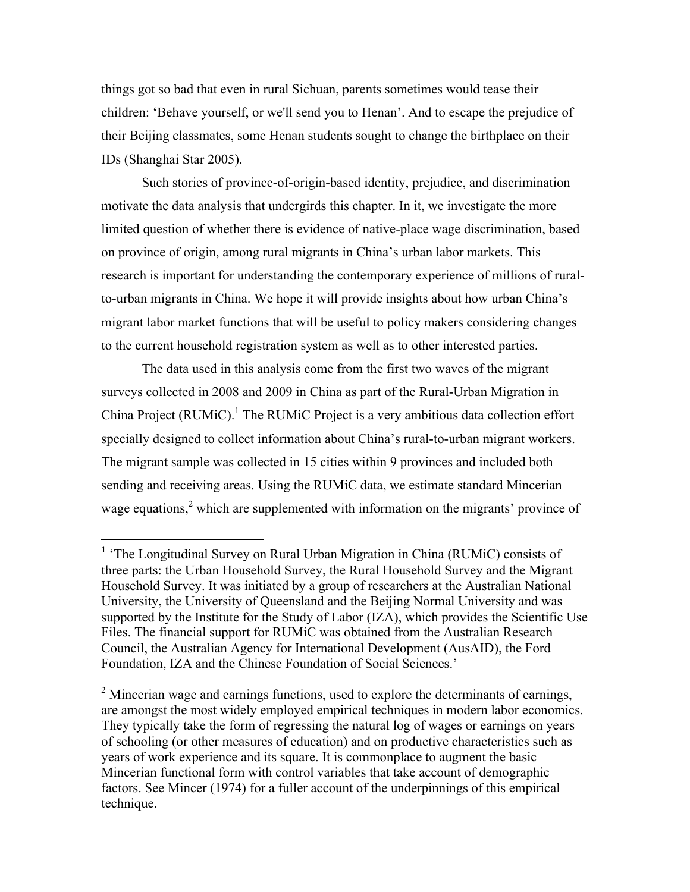things got so bad that even in rural Sichuan, parents sometimes would tease their children: 'Behave yourself, or we'll send you to Henan'. And to escape the prejudice of their Beijing classmates, some Henan students sought to change the birthplace on their IDs (Shanghai Star 2005).

Such stories of province-of-origin-based identity, prejudice, and discrimination motivate the data analysis that undergirds this chapter. In it, we investigate the more limited question of whether there is evidence of native-place wage discrimination, based on province of origin, among rural migrants in China's urban labor markets. This research is important for understanding the contemporary experience of millions of rural-to-urban migrants in China. We hope it will provide insights about how urban China's migrant labor market functions that will be useful to policy makers considering changes to the current household registration system as well as to other interested parties.

The data used in this analysis come from the first two waves of the migrant surveys collected in 2008 and 2009 in China as part of the Rural-Urban Migration in China Project (RUMiC).[1] The RUMiC Project is a very ambitious data collection effort specially designed to collect information about China's rural-to-urban migrant workers. The migrant sample was collected in 15 cities within 9 provinces and included both sending and receiving areas. Using the RUMiC data, we estimate standard Mincerian wage equations,[2] which are supplemented with information on the migrants' province of

---

[1] 'The Longitudinal Survey on Rural Urban Migration in China (RUMiC) consists of three parts: the Urban Household Survey, the Rural Household Survey and the Migrant Household Survey. It was initiated by a group of researchers at the Australian National University, the University of Queensland and the Beijing Normal University and was supported by the Institute for the Study of Labor (IZA), which provides the Scientific Use Files. The financial support for RUMiC was obtained from the Australian Research Council, the Australian Agency for International Development (AusAID), the Ford Foundation, IZA and the Chinese Foundation of Social Sciences.'

[2] Mincerian wage and earnings functions, used to explore the determinants of earnings, are amongst the most widely employed empirical techniques in modern labor economics. They typically take the form of regressing the natural log of wages or earnings on years of schooling (or other measures of education) and on productive characteristics such as years of work experience and its square. It is commonplace to augment the basic Mincerian functional form with control variables that take account of demographic factors. See Mincer (1974) for a fuller account of the underpinnings of this empirical technique.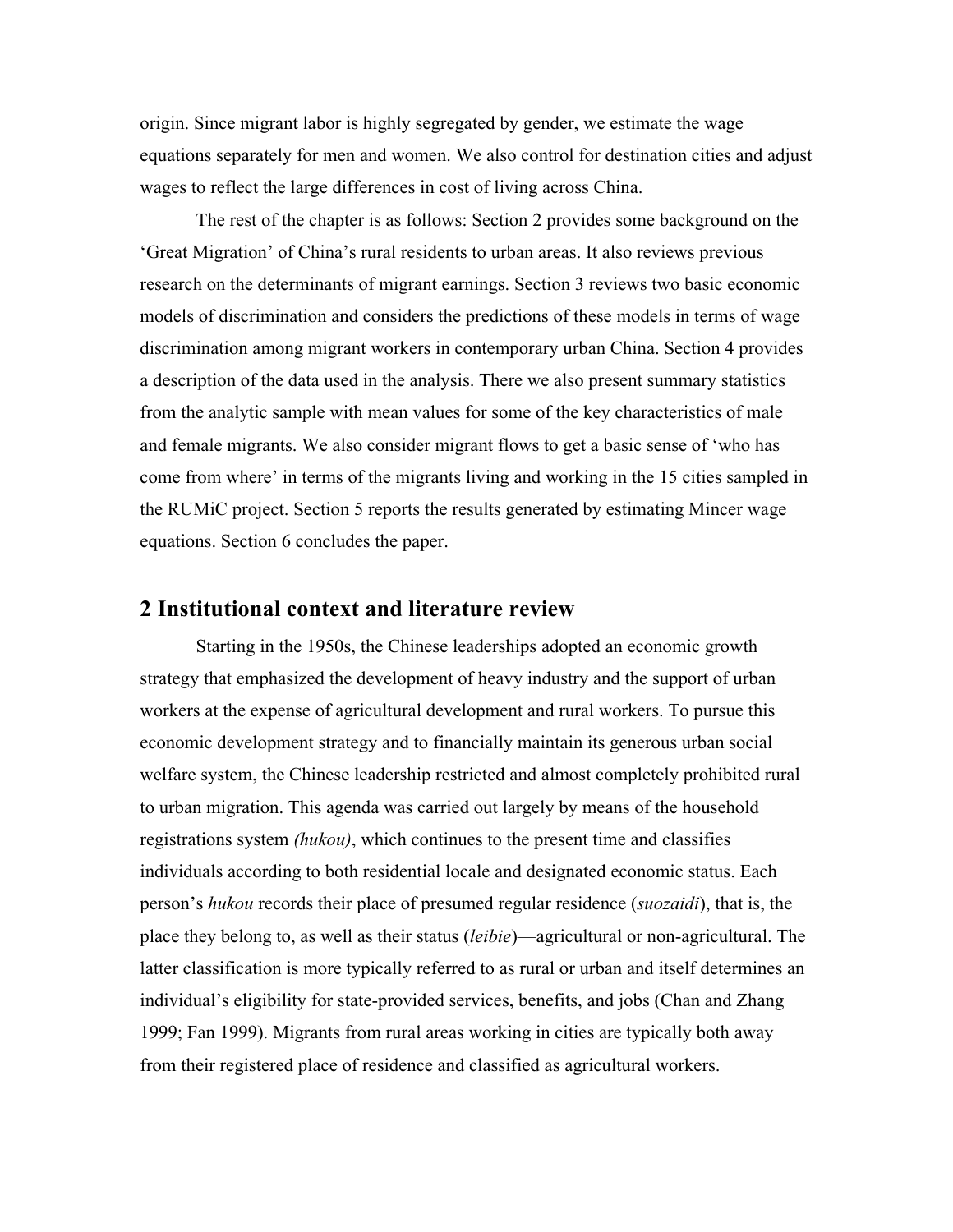origin. Since migrant labor is highly segregated by gender, we estimate the wage equations separately for men and women. We also control for destination cities and adjust wages to reflect the large differences in cost of living across China.

The rest of the chapter is as follows: Section 2 provides some background on the 'Great Migration' of China's rural residents to urban areas. It also reviews previous research on the determinants of migrant earnings. Section 3 reviews two basic economic models of discrimination and considers the predictions of these models in terms of wage discrimination among migrant workers in contemporary urban China. Section 4 provides a description of the data used in the analysis. There we also present summary statistics from the analytic sample with mean values for some of the key characteristics of male and female migrants. We also consider migrant flows to get a basic sense of 'who has come from where' in terms of the migrants living and working in the 15 cities sampled in the RUMiC project. Section 5 reports the results generated by estimating Mincer wage equations. Section 6 concludes the paper.

## 2 Institutional context and literature review

Starting in the 1950s, the Chinese leaderships adopted an economic growth strategy that emphasized the development of heavy industry and the support of urban workers at the expense of agricultural development and rural workers. To pursue this economic development strategy and to financially maintain its generous urban social welfare system, the Chinese leadership restricted and almost completely prohibited rural to urban migration. This agenda was carried out largely by means of the household registrations system *(hukou)*, which continues to the present time and classifies individuals according to both residential locale and designated economic status. Each person's *hukou* records their place of presumed regular residence (*suozaidi*), that is, the place they belong to, as well as their status (*leibie*)—agricultural or non-agricultural. The latter classification is more typically referred to as rural or urban and itself determines an individual's eligibility for state-provided services, benefits, and jobs (Chan and Zhang 1999; Fan 1999). Migrants from rural areas working in cities are typically both away from their registered place of residence and classified as agricultural workers.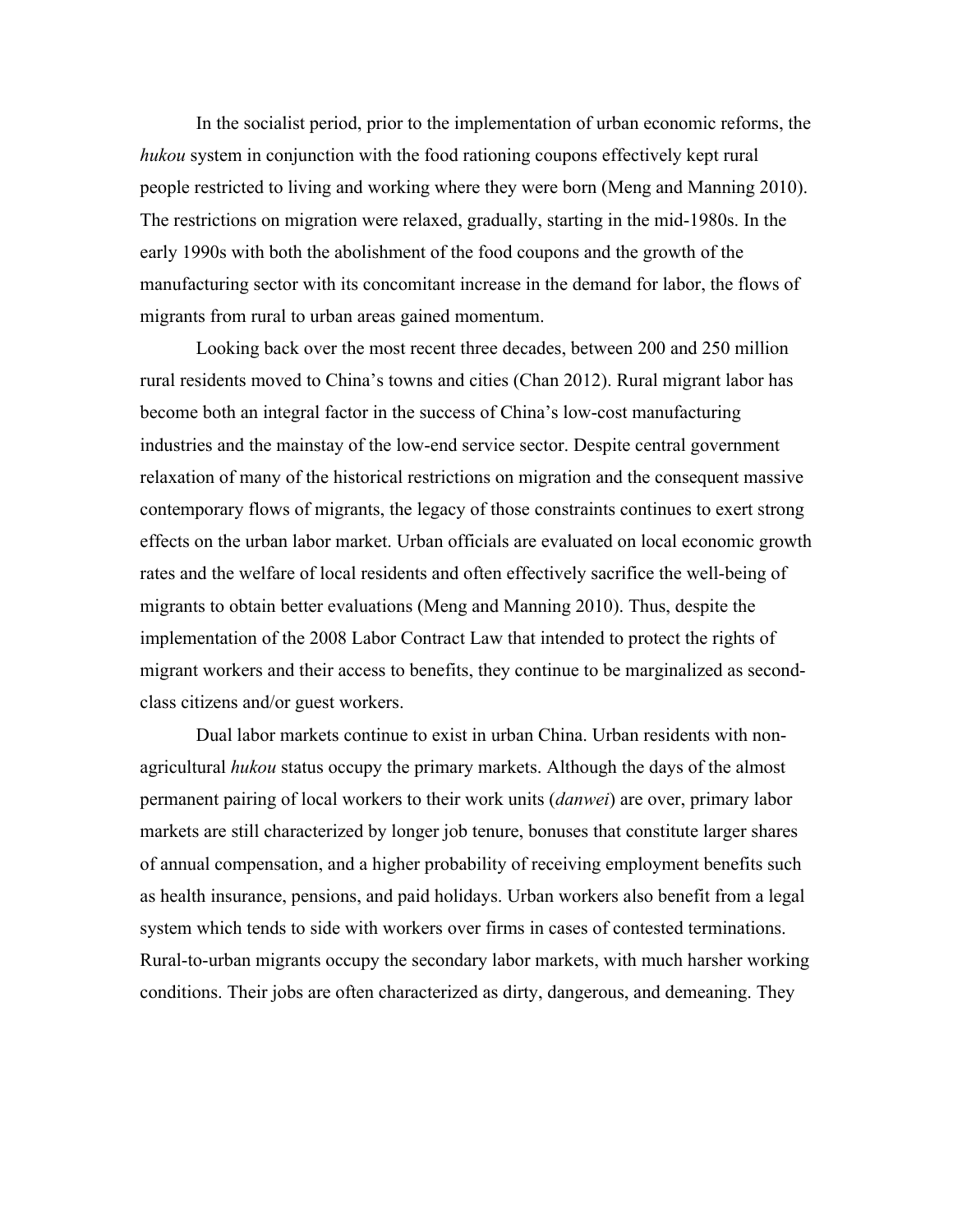In the socialist period, prior to the implementation of urban economic reforms, the *hukou* system in conjunction with the food rationing coupons effectively kept rural people restricted to living and working where they were born (Meng and Manning 2010). The restrictions on migration were relaxed, gradually, starting in the mid-1980s. In the early 1990s with both the abolishment of the food coupons and the growth of the manufacturing sector with its concomitant increase in the demand for labor, the flows of migrants from rural to urban areas gained momentum.

Looking back over the most recent three decades, between 200 and 250 million rural residents moved to China's towns and cities (Chan 2012). Rural migrant labor has become both an integral factor in the success of China's low-cost manufacturing industries and the mainstay of the low-end service sector. Despite central government relaxation of many of the historical restrictions on migration and the consequent massive contemporary flows of migrants, the legacy of those constraints continues to exert strong effects on the urban labor market. Urban officials are evaluated on local economic growth rates and the welfare of local residents and often effectively sacrifice the well-being of migrants to obtain better evaluations (Meng and Manning 2010). Thus, despite the implementation of the 2008 Labor Contract Law that intended to protect the rights of migrant workers and their access to benefits, they continue to be marginalized as second-class citizens and/or guest workers.

Dual labor markets continue to exist in urban China. Urban residents with non-agricultural *hukou* status occupy the primary markets. Although the days of the almost permanent pairing of local workers to their work units (*danwei*) are over, primary labor markets are still characterized by longer job tenure, bonuses that constitute larger shares of annual compensation, and a higher probability of receiving employment benefits such as health insurance, pensions, and paid holidays. Urban workers also benefit from a legal system which tends to side with workers over firms in cases of contested terminations. Rural-to-urban migrants occupy the secondary labor markets, with much harsher working conditions. Their jobs are often characterized as dirty, dangerous, and demeaning. They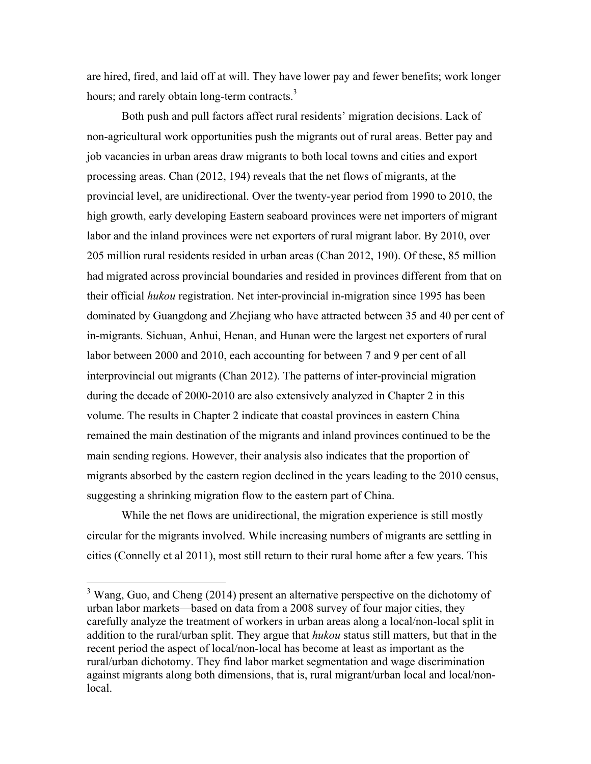are hired, fired, and laid off at will. They have lower pay and fewer benefits; work longer hours; and rarely obtain long-term contracts.[3]

Both push and pull factors affect rural residents' migration decisions. Lack of non-agricultural work opportunities push the migrants out of rural areas. Better pay and job vacancies in urban areas draw migrants to both local towns and cities and export processing areas. Chan (2012, 194) reveals that the net flows of migrants, at the provincial level, are unidirectional. Over the twenty-year period from 1990 to 2010, the high growth, early developing Eastern seaboard provinces were net importers of migrant labor and the inland provinces were net exporters of rural migrant labor. By 2010, over 205 million rural residents resided in urban areas (Chan 2012, 190). Of these, 85 million had migrated across provincial boundaries and resided in provinces different from that on their official *hukou* registration. Net inter-provincial in-migration since 1995 has been dominated by Guangdong and Zhejiang who have attracted between 35 and 40 per cent of in-migrants. Sichuan, Anhui, Henan, and Hunan were the largest net exporters of rural labor between 2000 and 2010, each accounting for between 7 and 9 per cent of all interprovincial out migrants (Chan 2012). The patterns of inter-provincial migration during the decade of 2000-2010 are also extensively analyzed in Chapter 2 in this volume. The results in Chapter 2 indicate that coastal provinces in eastern China remained the main destination of the migrants and inland provinces continued to be the main sending regions. However, their analysis also indicates that the proportion of migrants absorbed by the eastern region declined in the years leading to the 2010 census, suggesting a shrinking migration flow to the eastern part of China.

While the net flows are unidirectional, the migration experience is still mostly circular for the migrants involved. While increasing numbers of migrants are settling in cities (Connelly et al 2011), most still return to their rural home after a few years. This

[3] Wang, Guo, and Cheng (2014) present an alternative perspective on the dichotomy of urban labor markets—based on data from a 2008 survey of four major cities, they carefully analyze the treatment of workers in urban areas along a local/non-local split in addition to the rural/urban split. They argue that *hukou* status still matters, but that in the recent period the aspect of local/non-local has become at least as important as the rural/urban dichotomy. They find labor market segmentation and wage discrimination against migrants along both dimensions, that is, rural migrant/urban local and local/non-local.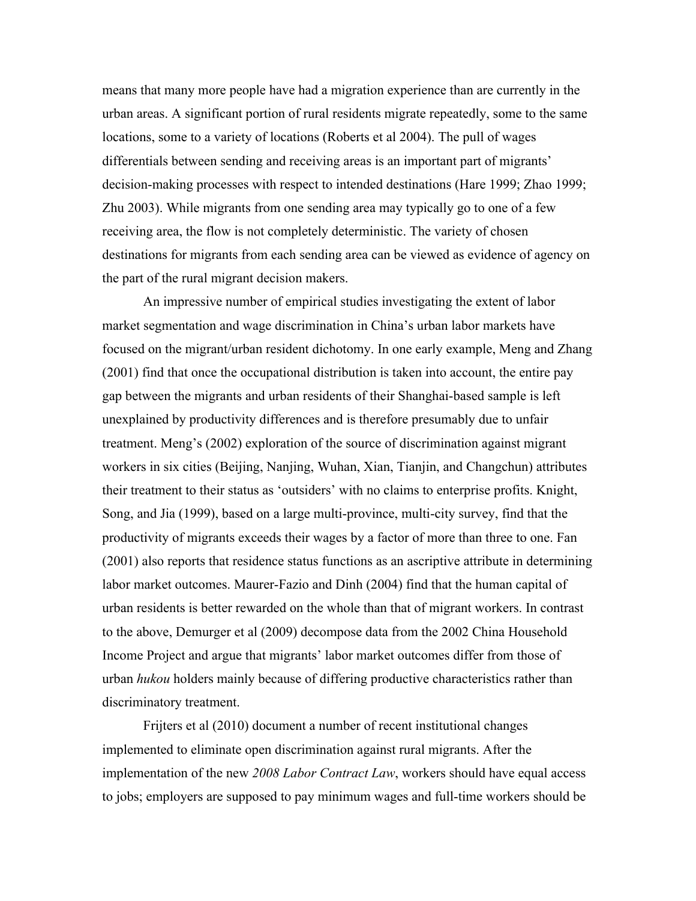means that many more people have had a migration experience than are currently in the urban areas. A significant portion of rural residents migrate repeatedly, some to the same locations, some to a variety of locations (Roberts et al 2004). The pull of wages differentials between sending and receiving areas is an important part of migrants' decision-making processes with respect to intended destinations (Hare 1999; Zhao 1999; Zhu 2003). While migrants from one sending area may typically go to one of a few receiving area, the flow is not completely deterministic. The variety of chosen destinations for migrants from each sending area can be viewed as evidence of agency on the part of the rural migrant decision makers.

An impressive number of empirical studies investigating the extent of labor market segmentation and wage discrimination in China's urban labor markets have focused on the migrant/urban resident dichotomy. In one early example, Meng and Zhang (2001) find that once the occupational distribution is taken into account, the entire pay gap between the migrants and urban residents of their Shanghai-based sample is left unexplained by productivity differences and is therefore presumably due to unfair treatment. Meng's (2002) exploration of the source of discrimination against migrant workers in six cities (Beijing, Nanjing, Wuhan, Xian, Tianjin, and Changchun) attributes their treatment to their status as 'outsiders' with no claims to enterprise profits. Knight, Song, and Jia (1999), based on a large multi-province, multi-city survey, find that the productivity of migrants exceeds their wages by a factor of more than three to one. Fan (2001) also reports that residence status functions as an ascriptive attribute in determining labor market outcomes. Maurer-Fazio and Dinh (2004) find that the human capital of urban residents is better rewarded on the whole than that of migrant workers. In contrast to the above, Demurger et al (2009) decompose data from the 2002 China Household Income Project and argue that migrants' labor market outcomes differ from those of urban *hukou* holders mainly because of differing productive characteristics rather than discriminatory treatment.

Frijters et al (2010) document a number of recent institutional changes implemented to eliminate open discrimination against rural migrants. After the implementation of the new *2008 Labor Contract Law*, workers should have equal access to jobs; employers are supposed to pay minimum wages and full-time workers should be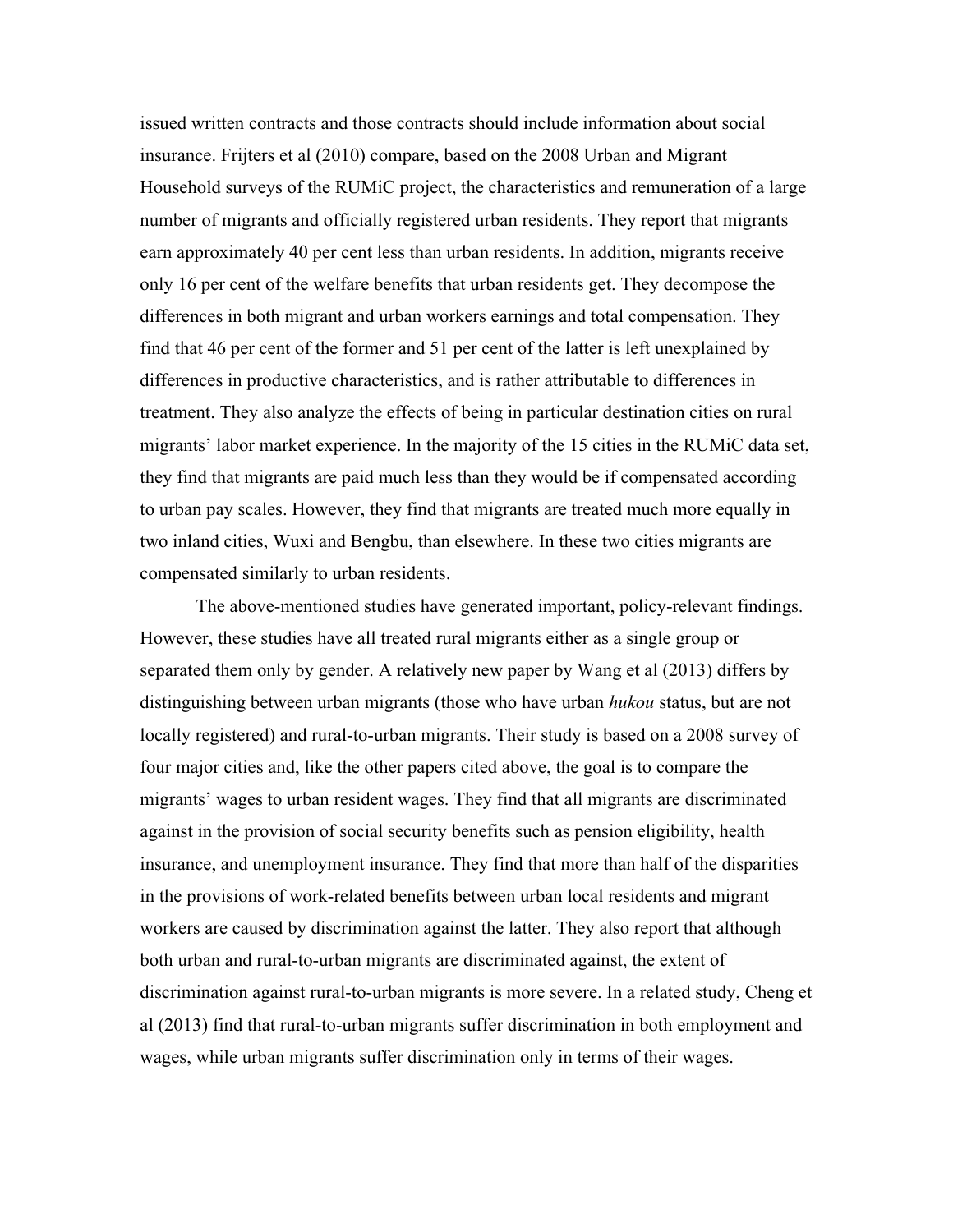issued written contracts and those contracts should include information about social insurance. Frijters et al (2010) compare, based on the 2008 Urban and Migrant Household surveys of the RUMiC project, the characteristics and remuneration of a large number of migrants and officially registered urban residents. They report that migrants earn approximately 40 per cent less than urban residents. In addition, migrants receive only 16 per cent of the welfare benefits that urban residents get. They decompose the differences in both migrant and urban workers earnings and total compensation. They find that 46 per cent of the former and 51 per cent of the latter is left unexplained by differences in productive characteristics, and is rather attributable to differences in treatment. They also analyze the effects of being in particular destination cities on rural migrants' labor market experience. In the majority of the 15 cities in the RUMiC data set, they find that migrants are paid much less than they would be if compensated according to urban pay scales. However, they find that migrants are treated much more equally in two inland cities, Wuxi and Bengbu, than elsewhere. In these two cities migrants are compensated similarly to urban residents.

The above-mentioned studies have generated important, policy-relevant findings. However, these studies have all treated rural migrants either as a single group or separated them only by gender. A relatively new paper by Wang et al (2013) differs by distinguishing between urban migrants (those who have urban *hukou* status, but are not locally registered) and rural-to-urban migrants. Their study is based on a 2008 survey of four major cities and, like the other papers cited above, the goal is to compare the migrants' wages to urban resident wages. They find that all migrants are discriminated against in the provision of social security benefits such as pension eligibility, health insurance, and unemployment insurance. They find that more than half of the disparities in the provisions of work-related benefits between urban local residents and migrant workers are caused by discrimination against the latter. They also report that although both urban and rural-to-urban migrants are discriminated against, the extent of discrimination against rural-to-urban migrants is more severe. In a related study, Cheng et al (2013) find that rural-to-urban migrants suffer discrimination in both employment and wages, while urban migrants suffer discrimination only in terms of their wages.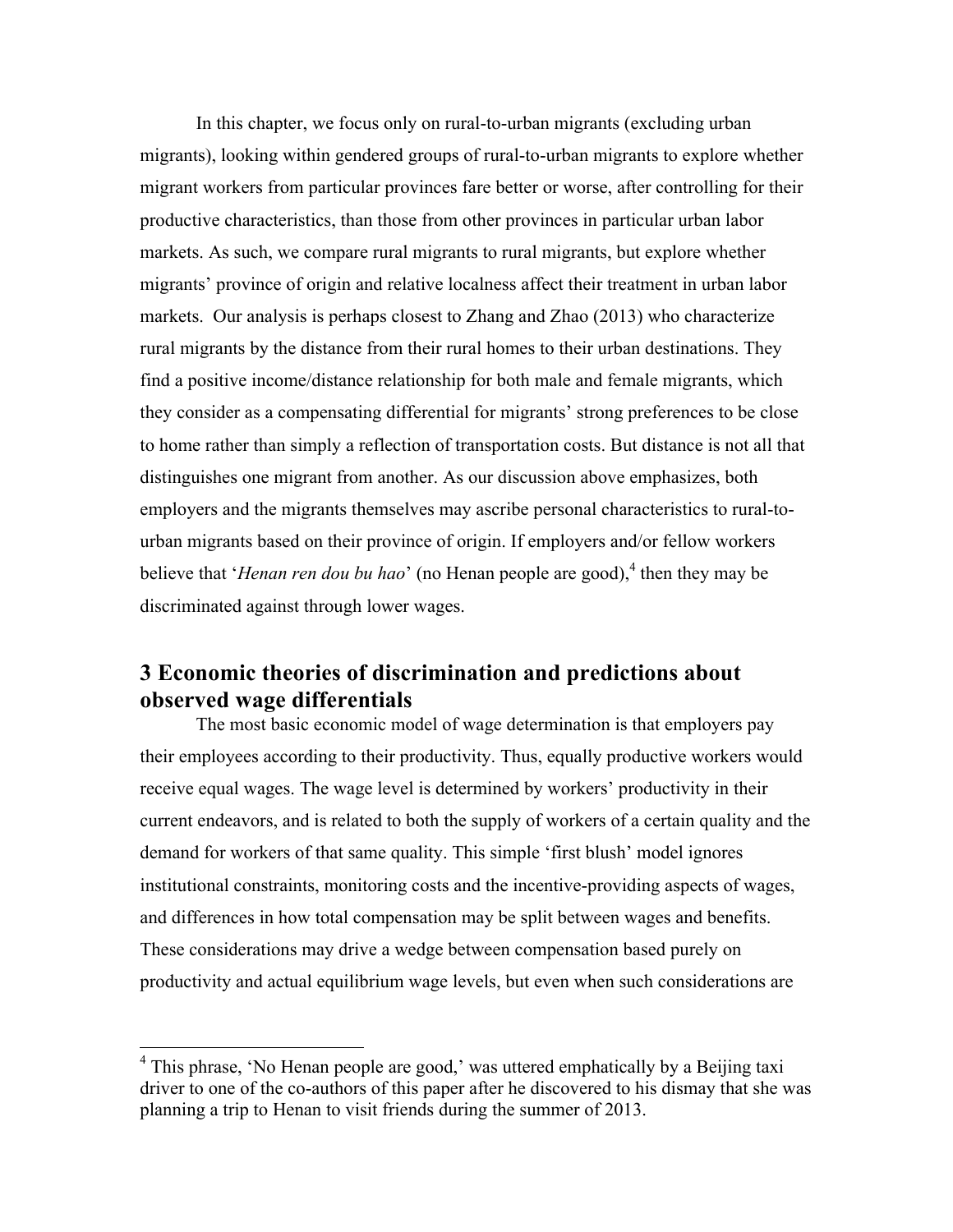In this chapter, we focus only on rural-to-urban migrants (excluding urban migrants), looking within gendered groups of rural-to-urban migrants to explore whether migrant workers from particular provinces fare better or worse, after controlling for their productive characteristics, than those from other provinces in particular urban labor markets. As such, we compare rural migrants to rural migrants, but explore whether migrants' province of origin and relative localness affect their treatment in urban labor markets. Our analysis is perhaps closest to Zhang and Zhao (2013) who characterize rural migrants by the distance from their rural homes to their urban destinations. They find a positive income/distance relationship for both male and female migrants, which they consider as a compensating differential for migrants' strong preferences to be close to home rather than simply a reflection of transportation costs. But distance is not all that distinguishes one migrant from another. As our discussion above emphasizes, both employers and the migrants themselves may ascribe personal characteristics to rural-to-urban migrants based on their province of origin. If employers and/or fellow workers believe that '*Henan ren dou bu hao*' (no Henan people are good),[4] then they may be discriminated against through lower wages.

## 3 Economic theories of discrimination and predictions about observed wage differentials

The most basic economic model of wage determination is that employers pay their employees according to their productivity. Thus, equally productive workers would receive equal wages. The wage level is determined by workers' productivity in their current endeavors, and is related to both the supply of workers of a certain quality and the demand for workers of that same quality. This simple 'first blush' model ignores institutional constraints, monitoring costs and the incentive-providing aspects of wages, and differences in how total compensation may be split between wages and benefits. These considerations may drive a wedge between compensation based purely on productivity and actual equilibrium wage levels, but even when such considerations are

---

[4] This phrase, 'No Henan people are good,' was uttered emphatically by a Beijing taxi driver to one of the co-authors of this paper after he discovered to his dismay that she was planning a trip to Henan to visit friends during the summer of 2013.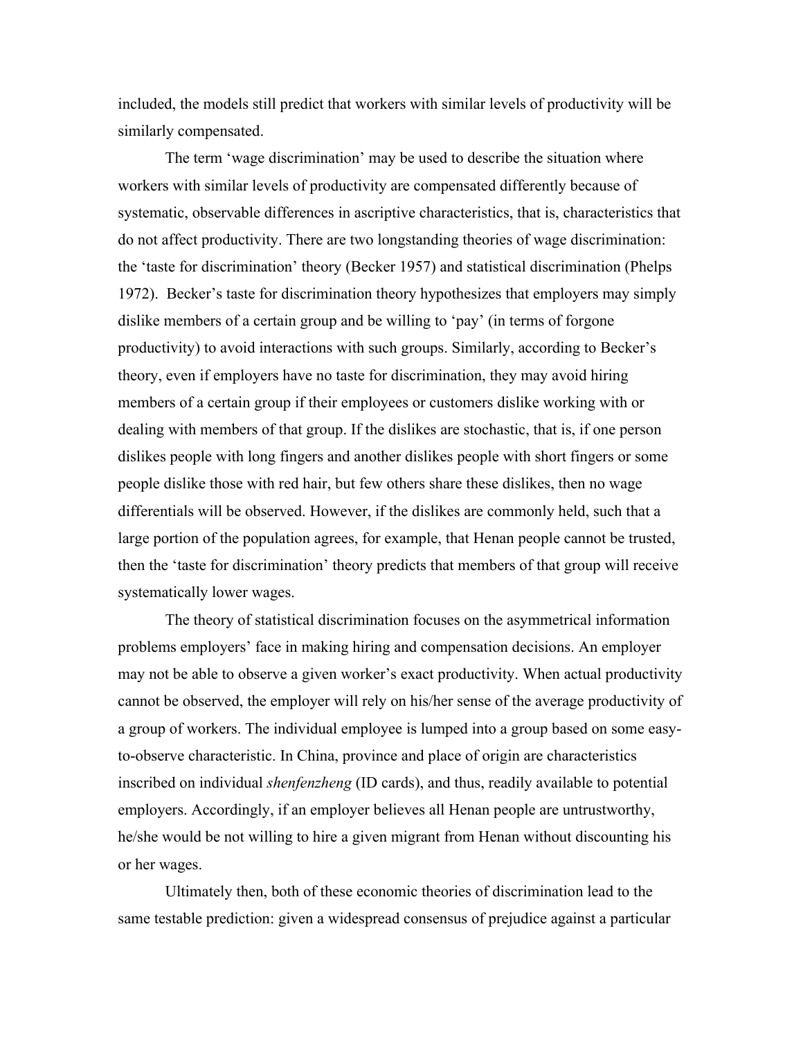included, the models still predict that workers with similar levels of productivity will be similarly compensated.

The term 'wage discrimination' may be used to describe the situation where workers with similar levels of productivity are compensated differently because of systematic, observable differences in ascriptive characteristics, that is, characteristics that do not affect productivity. There are two longstanding theories of wage discrimination: the 'taste for discrimination' theory (Becker 1957) and statistical discrimination (Phelps 1972). Becker's taste for discrimination theory hypothesizes that employers may simply dislike members of a certain group and be willing to 'pay' (in terms of forgone productivity) to avoid interactions with such groups. Similarly, according to Becker's theory, even if employers have no taste for discrimination, they may avoid hiring members of a certain group if their employees or customers dislike working with or dealing with members of that group. If the dislikes are stochastic, that is, if one person dislikes people with long fingers and another dislikes people with short fingers or some people dislike those with red hair, but few others share these dislikes, then no wage differentials will be observed. However, if the dislikes are commonly held, such that a large portion of the population agrees, for example, that Henan people cannot be trusted, then the 'taste for discrimination' theory predicts that members of that group will receive systematically lower wages.

The theory of statistical discrimination focuses on the asymmetrical information problems employers' face in making hiring and compensation decisions. An employer may not be able to observe a given worker's exact productivity. When actual productivity cannot be observed, the employer will rely on his/her sense of the average productivity of a group of workers. The individual employee is lumped into a group based on some easy-to-observe characteristic. In China, province and place of origin are characteristics inscribed on individual *shenfenzheng* (ID cards), and thus, readily available to potential employers. Accordingly, if an employer believes all Henan people are untrustworthy, he/she would be not willing to hire a given migrant from Henan without discounting his or her wages.

Ultimately then, both of these economic theories of discrimination lead to the same testable prediction: given a widespread consensus of prejudice against a particular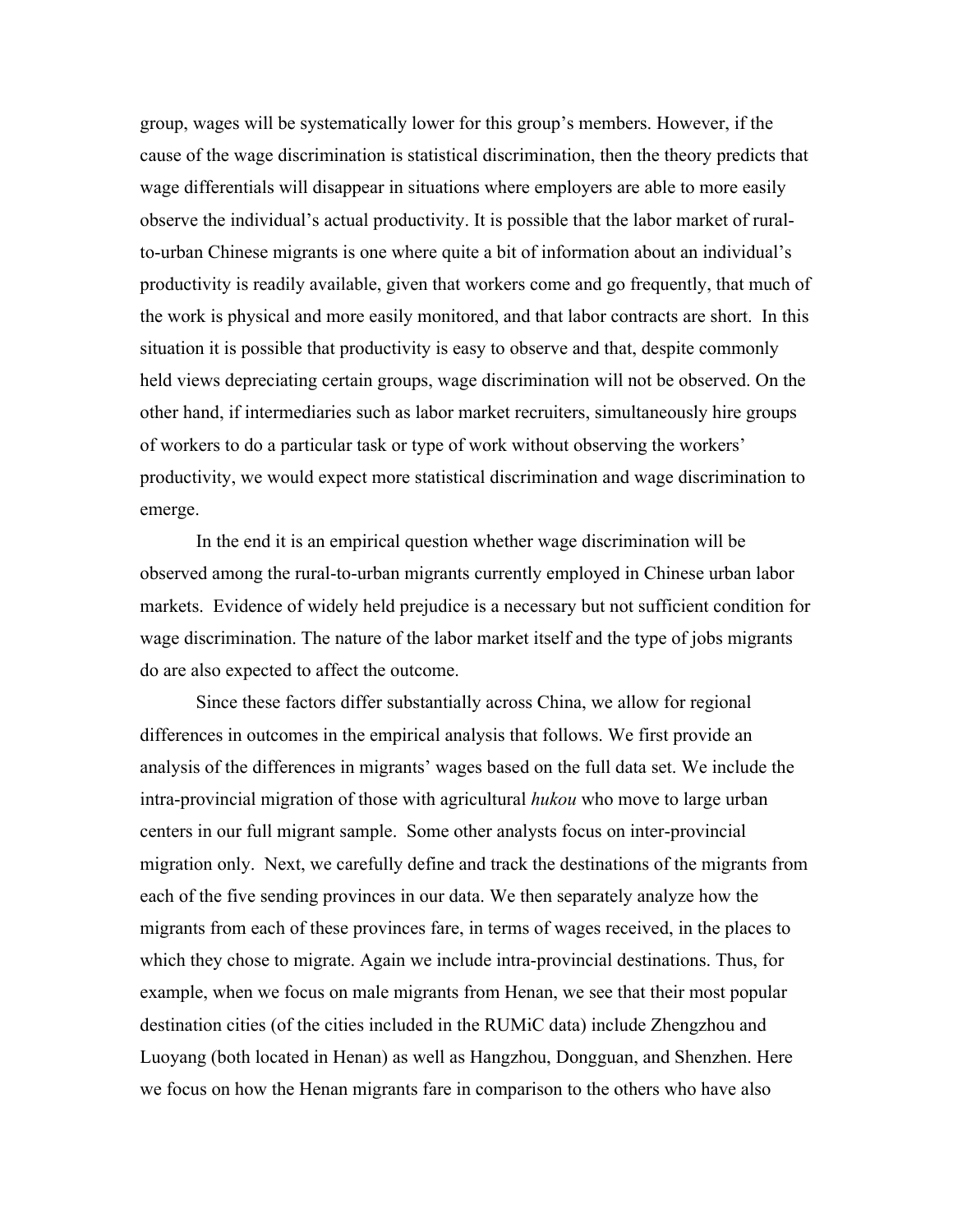group, wages will be systematically lower for this group's members. However, if the cause of the wage discrimination is statistical discrimination, then the theory predicts that wage differentials will disappear in situations where employers are able to more easily observe the individual's actual productivity. It is possible that the labor market of rural-to-urban Chinese migrants is one where quite a bit of information about an individual's productivity is readily available, given that workers come and go frequently, that much of the work is physical and more easily monitored, and that labor contracts are short. In this situation it is possible that productivity is easy to observe and that, despite commonly held views depreciating certain groups, wage discrimination will not be observed. On the other hand, if intermediaries such as labor market recruiters, simultaneously hire groups of workers to do a particular task or type of work without observing the workers' productivity, we would expect more statistical discrimination and wage discrimination to emerge.

In the end it is an empirical question whether wage discrimination will be observed among the rural-to-urban migrants currently employed in Chinese urban labor markets. Evidence of widely held prejudice is a necessary but not sufficient condition for wage discrimination. The nature of the labor market itself and the type of jobs migrants do are also expected to affect the outcome.

Since these factors differ substantially across China, we allow for regional differences in outcomes in the empirical analysis that follows. We first provide an analysis of the differences in migrants' wages based on the full data set. We include the intra-provincial migration of those with agricultural *hukou* who move to large urban centers in our full migrant sample. Some other analysts focus on inter-provincial migration only. Next, we carefully define and track the destinations of the migrants from each of the five sending provinces in our data. We then separately analyze how the migrants from each of these provinces fare, in terms of wages received, in the places to which they chose to migrate. Again we include intra-provincial destinations. Thus, for example, when we focus on male migrants from Henan, we see that their most popular destination cities (of the cities included in the RUMiC data) include Zhengzhou and Luoyang (both located in Henan) as well as Hangzhou, Dongguan, and Shenzhen. Here we focus on how the Henan migrants fare in comparison to the others who have also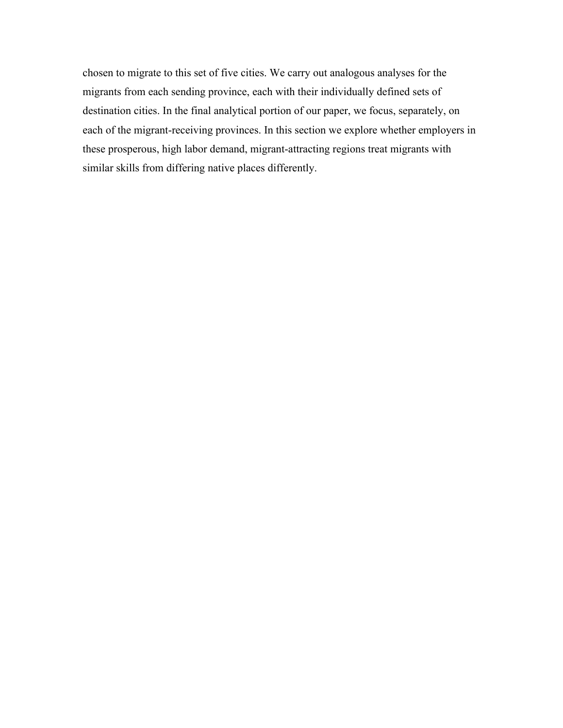chosen to migrate to this set of five cities. We carry out analogous analyses for the migrants from each sending province, each with their individually defined sets of destination cities. In the final analytical portion of our paper, we focus, separately, on each of the migrant-receiving provinces. In this section we explore whether employers in these prosperous, high labor demand, migrant-attracting regions treat migrants with similar skills from differing native places differently.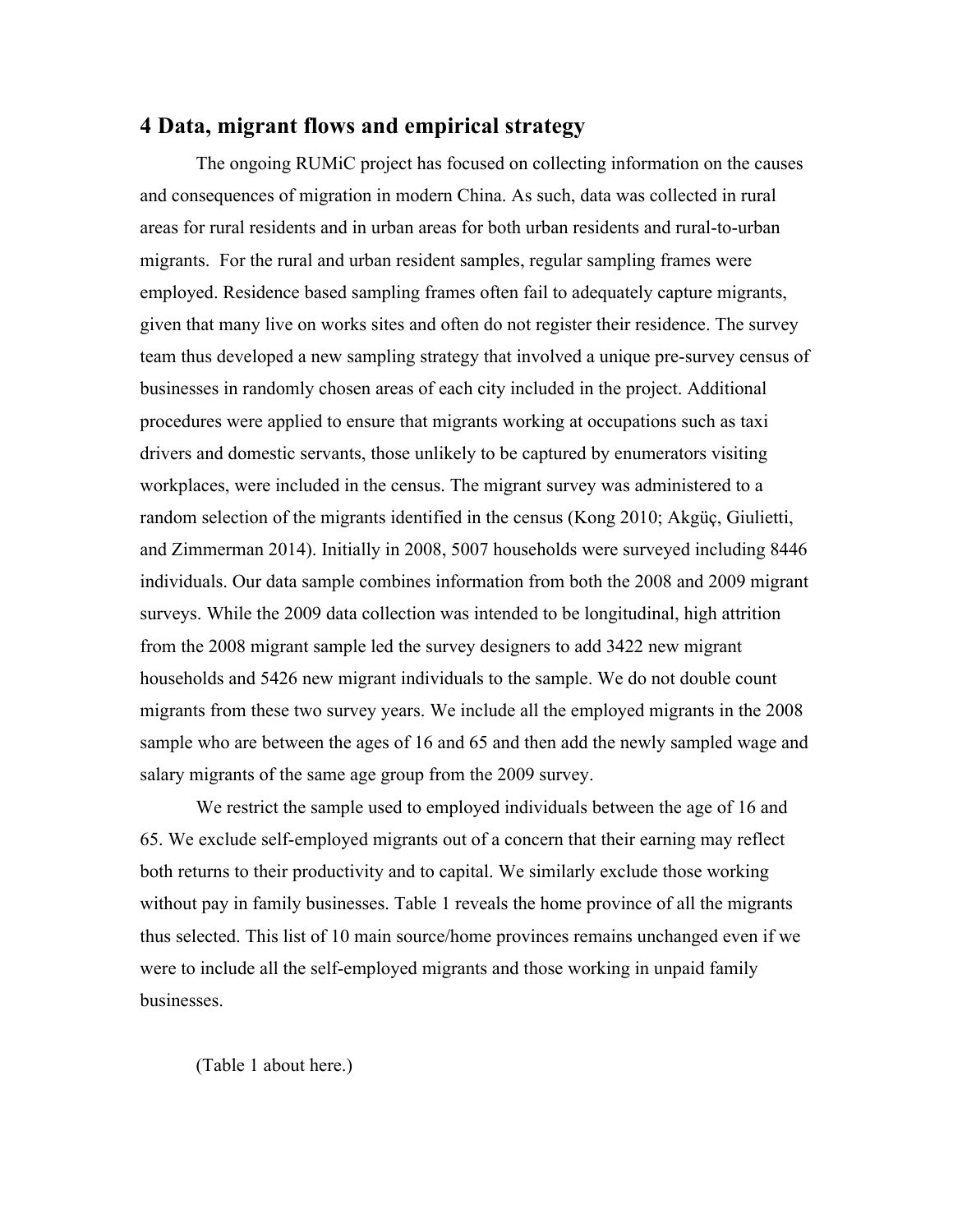## 4 Data, migrant flows and empirical strategy

The ongoing RUMiC project has focused on collecting information on the causes and consequences of migration in modern China. As such, data was collected in rural areas for rural residents and in urban areas for both urban residents and rural-to-urban migrants. For the rural and urban resident samples, regular sampling frames were employed. Residence based sampling frames often fail to adequately capture migrants, given that many live on works sites and often do not register their residence. The survey team thus developed a new sampling strategy that involved a unique pre-survey census of businesses in randomly chosen areas of each city included in the project. Additional procedures were applied to ensure that migrants working at occupations such as taxi drivers and domestic servants, those unlikely to be captured by enumerators visiting workplaces, were included in the census. The migrant survey was administered to a random selection of the migrants identified in the census (Kong 2010; Akgüç, Giulietti, and Zimmerman 2014). Initially in 2008, 5007 households were surveyed including 8446 individuals. Our data sample combines information from both the 2008 and 2009 migrant surveys. While the 2009 data collection was intended to be longitudinal, high attrition from the 2008 migrant sample led the survey designers to add 3422 new migrant households and 5426 new migrant individuals to the sample. We do not double count migrants from these two survey years. We include all the employed migrants in the 2008 sample who are between the ages of 16 and 65 and then add the newly sampled wage and salary migrants of the same age group from the 2009 survey.

We restrict the sample used to employed individuals between the age of 16 and 65. We exclude self-employed migrants out of a concern that their earning may reflect both returns to their productivity and to capital. We similarly exclude those working without pay in family businesses. Table 1 reveals the home province of all the migrants thus selected. This list of 10 main source/home provinces remains unchanged even if we were to include all the self-employed migrants and those working in unpaid family businesses.

(Table 1 about here.)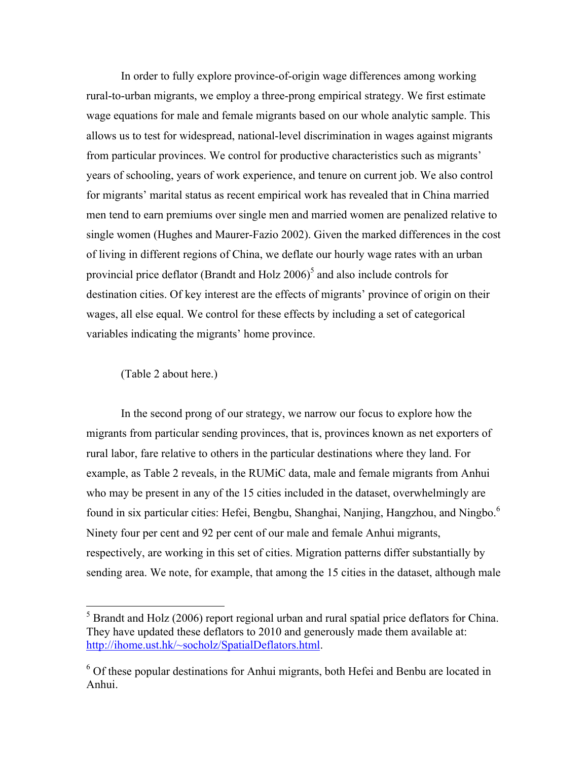In order to fully explore province-of-origin wage differences among working rural-to-urban migrants, we employ a three-prong empirical strategy. We first estimate wage equations for male and female migrants based on our whole analytic sample. This allows us to test for widespread, national-level discrimination in wages against migrants from particular provinces. We control for productive characteristics such as migrants' years of schooling, years of work experience, and tenure on current job. We also control for migrants' marital status as recent empirical work has revealed that in China married men tend to earn premiums over single men and married women are penalized relative to single women (Hughes and Maurer-Fazio 2002). Given the marked differences in the cost of living in different regions of China, we deflate our hourly wage rates with an urban provincial price deflator (Brandt and Holz 2006)[5] and also include controls for destination cities. Of key interest are the effects of migrants' province of origin on their wages, all else equal. We control for these effects by including a set of categorical variables indicating the migrants' home province.

(Table 2 about here.)

In the second prong of our strategy, we narrow our focus to explore how the migrants from particular sending provinces, that is, provinces known as net exporters of rural labor, fare relative to others in the particular destinations where they land. For example, as Table 2 reveals, in the RUMiC data, male and female migrants from Anhui who may be present in any of the 15 cities included in the dataset, overwhelmingly are found in six particular cities: Hefei, Bengbu, Shanghai, Nanjing, Hangzhou, and Ningbo.[6] Ninety four per cent and 92 per cent of our male and female Anhui migrants, respectively, are working in this set of cities. Migration patterns differ substantially by sending area. We note, for example, that among the 15 cities in the dataset, although male

---

[5] Brandt and Holz (2006) report regional urban and rural spatial price deflators for China. They have updated these deflators to 2010 and generously made them available at: http://ihome.ust.hk/~socholz/SpatialDeflators.html.

[6] Of these popular destinations for Anhui migrants, both Hefei and Benbu are located in Anhui.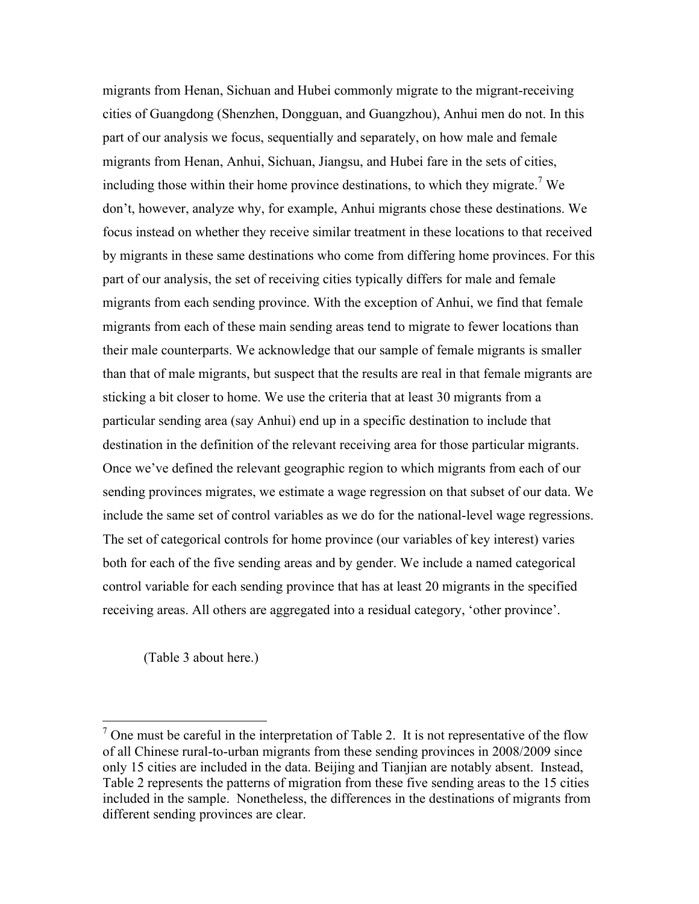migrants from Henan, Sichuan and Hubei commonly migrate to the migrant-receiving cities of Guangdong (Shenzhen, Dongguan, and Guangzhou), Anhui men do not. In this part of our analysis we focus, sequentially and separately, on how male and female migrants from Henan, Anhui, Sichuan, Jiangsu, and Hubei fare in the sets of cities, including those within their home province destinations, to which they migrate.[7] We don't, however, analyze why, for example, Anhui migrants chose these destinations. We focus instead on whether they receive similar treatment in these locations to that received by migrants in these same destinations who come from differing home provinces. For this part of our analysis, the set of receiving cities typically differs for male and female migrants from each sending province. With the exception of Anhui, we find that female migrants from each of these main sending areas tend to migrate to fewer locations than their male counterparts. We acknowledge that our sample of female migrants is smaller than that of male migrants, but suspect that the results are real in that female migrants are sticking a bit closer to home. We use the criteria that at least 30 migrants from a particular sending area (say Anhui) end up in a specific destination to include that destination in the definition of the relevant receiving area for those particular migrants. Once we've defined the relevant geographic region to which migrants from each of our sending provinces migrates, we estimate a wage regression on that subset of our data. We include the same set of control variables as we do for the national-level wage regressions. The set of categorical controls for home province (our variables of key interest) varies both for each of the five sending areas and by gender. We include a named categorical control variable for each sending province that has at least 20 migrants in the specified receiving areas. All others are aggregated into a residual category, 'other province'.

(Table 3 about here.)

[7] One must be careful in the interpretation of Table 2. It is not representative of the flow of all Chinese rural-to-urban migrants from these sending provinces in 2008/2009 since only 15 cities are included in the data. Beijing and Tianjian are notably absent. Instead, Table 2 represents the patterns of migration from these five sending areas to the 15 cities included in the sample. Nonetheless, the differences in the destinations of migrants from different sending provinces are clear.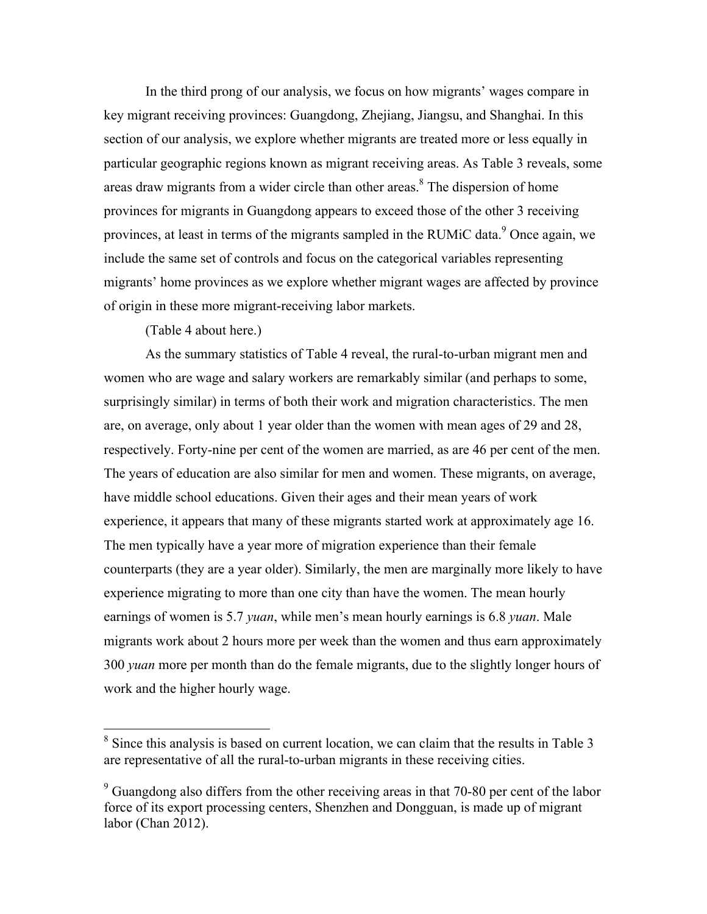In the third prong of our analysis, we focus on how migrants' wages compare in key migrant receiving provinces: Guangdong, Zhejiang, Jiangsu, and Shanghai. In this section of our analysis, we explore whether migrants are treated more or less equally in particular geographic regions known as migrant receiving areas. As Table 3 reveals, some areas draw migrants from a wider circle than other areas.[8] The dispersion of home provinces for migrants in Guangdong appears to exceed those of the other 3 receiving provinces, at least in terms of the migrants sampled in the RUMiC data.[9] Once again, we include the same set of controls and focus on the categorical variables representing migrants' home provinces as we explore whether migrant wages are affected by province of origin in these more migrant-receiving labor markets.

(Table 4 about here.)

As the summary statistics of Table 4 reveal, the rural-to-urban migrant men and women who are wage and salary workers are remarkably similar (and perhaps to some, surprisingly similar) in terms of both their work and migration characteristics. The men are, on average, only about 1 year older than the women with mean ages of 29 and 28, respectively. Forty-nine per cent of the women are married, as are 46 per cent of the men. The years of education are also similar for men and women. These migrants, on average, have middle school educations. Given their ages and their mean years of work experience, it appears that many of these migrants started work at approximately age 16. The men typically have a year more of migration experience than their female counterparts (they are a year older). Similarly, the men are marginally more likely to have experience migrating to more than one city than have the women. The mean hourly earnings of women is 5.7 *yuan*, while men's mean hourly earnings is 6.8 *yuan*. Male migrants work about 2 hours more per week than the women and thus earn approximately 300 *yuan* more per month than do the female migrants, due to the slightly longer hours of work and the higher hourly wage.

---

[8] Since this analysis is based on current location, we can claim that the results in Table 3 are representative of all the rural-to-urban migrants in these receiving cities.

[9] Guangdong also differs from the other receiving areas in that 70-80 per cent of the labor force of its export processing centers, Shenzhen and Dongguan, is made up of migrant labor (Chan 2012).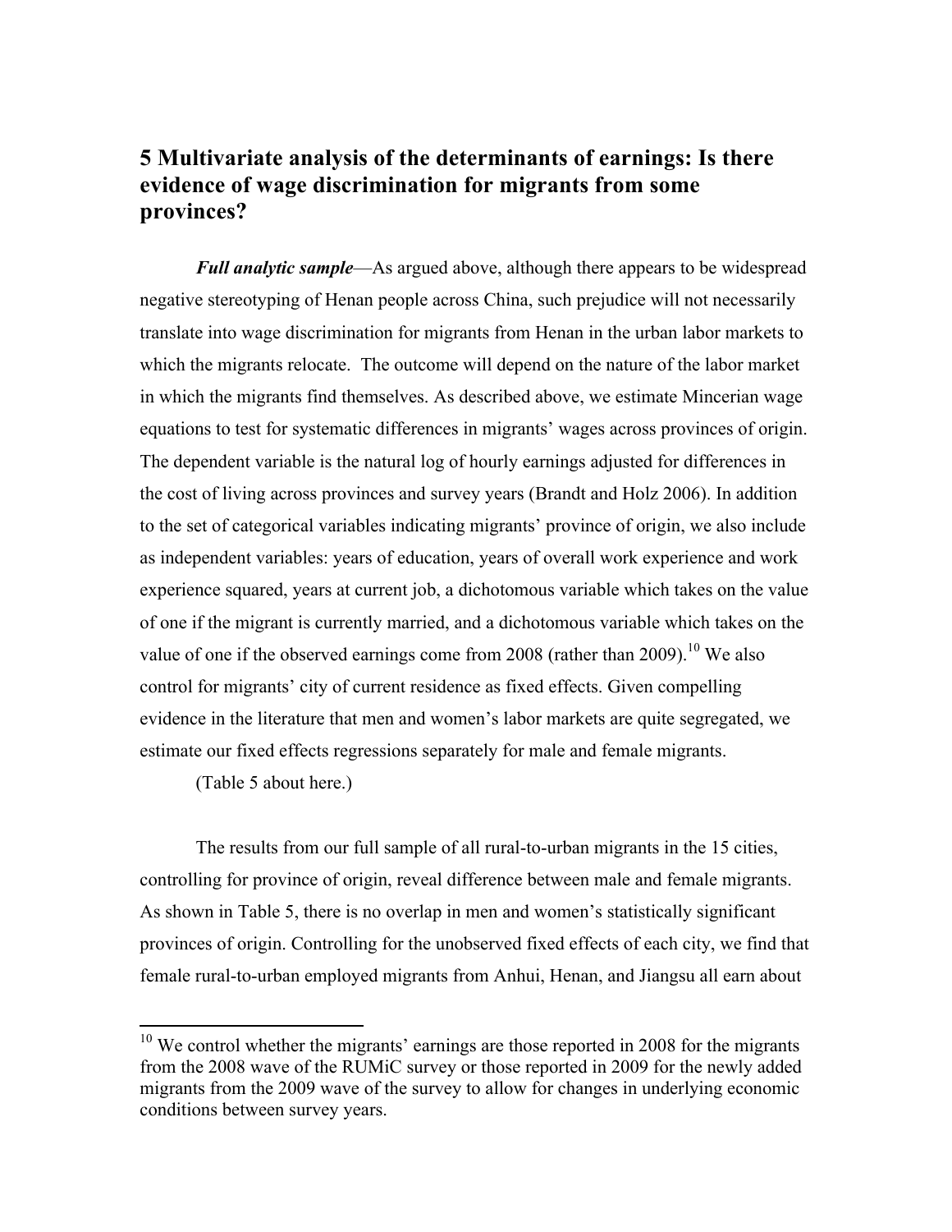## 5 Multivariate analysis of the determinants of earnings: Is there evidence of wage discrimination for migrants from some provinces?

***Full analytic sample***—As argued above, although there appears to be widespread negative stereotyping of Henan people across China, such prejudice will not necessarily translate into wage discrimination for migrants from Henan in the urban labor markets to which the migrants relocate. The outcome will depend on the nature of the labor market in which the migrants find themselves. As described above, we estimate Mincerian wage equations to test for systematic differences in migrants' wages across provinces of origin. The dependent variable is the natural log of hourly earnings adjusted for differences in the cost of living across provinces and survey years (Brandt and Holz 2006). In addition to the set of categorical variables indicating migrants' province of origin, we also include as independent variables: years of education, years of overall work experience and work experience squared, years at current job, a dichotomous variable which takes on the value of one if the migrant is currently married, and a dichotomous variable which takes on the value of one if the observed earnings come from 2008 (rather than 2009).[10] We also control for migrants' city of current residence as fixed effects. Given compelling evidence in the literature that men and women's labor markets are quite segregated, we estimate our fixed effects regressions separately for male and female migrants.

(Table 5 about here.)

The results from our full sample of all rural-to-urban migrants in the 15 cities, controlling for province of origin, reveal difference between male and female migrants. As shown in Table 5, there is no overlap in men and women's statistically significant provinces of origin. Controlling for the unobserved fixed effects of each city, we find that female rural-to-urban employed migrants from Anhui, Henan, and Jiangsu all earn about

[10] We control whether the migrants' earnings are those reported in 2008 for the migrants from the 2008 wave of the RUMiC survey or those reported in 2009 for the newly added migrants from the 2009 wave of the survey to allow for changes in underlying economic conditions between survey years.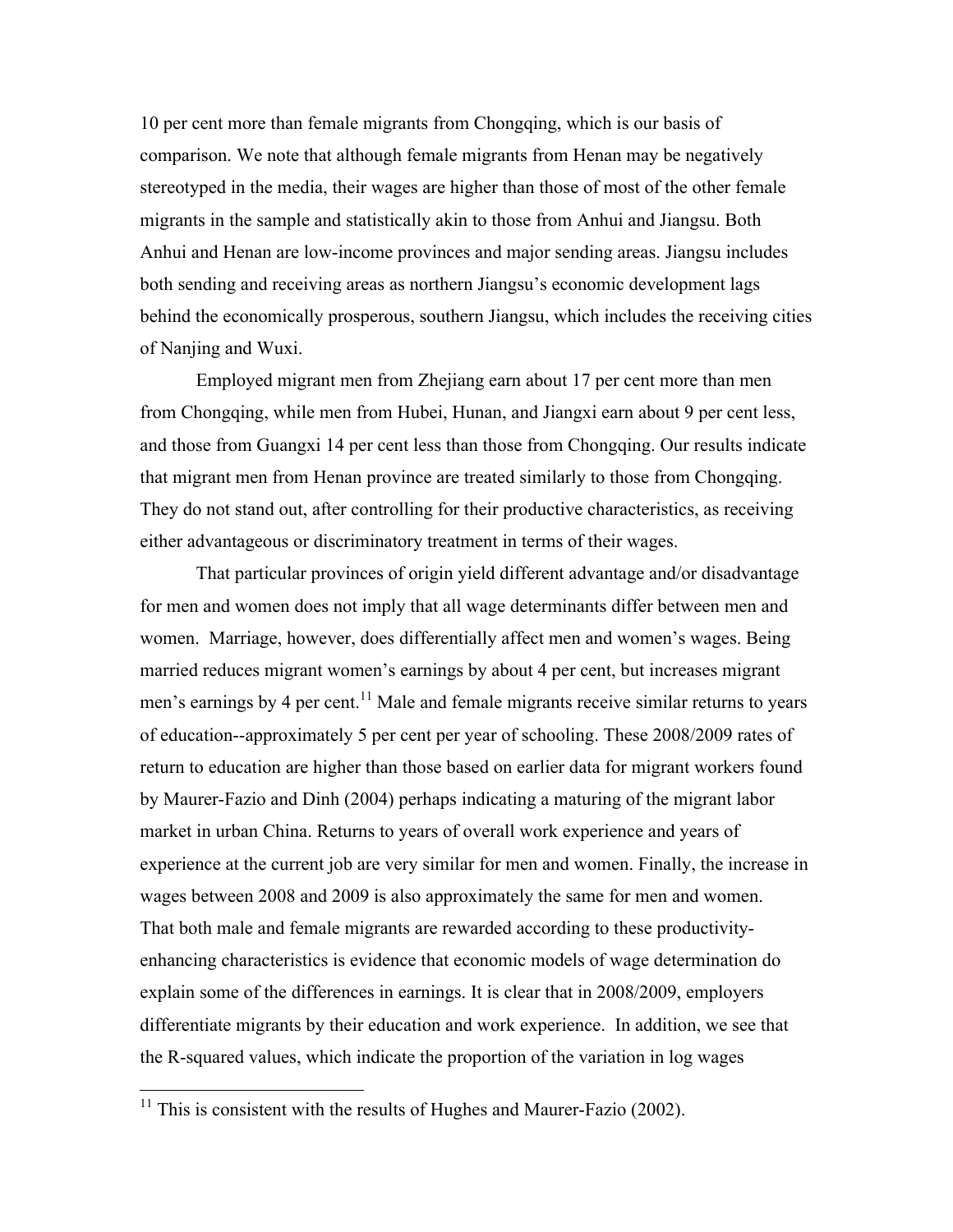10 per cent more than female migrants from Chongqing, which is our basis of comparison. We note that although female migrants from Henan may be negatively stereotyped in the media, their wages are higher than those of most of the other female migrants in the sample and statistically akin to those from Anhui and Jiangsu. Both Anhui and Henan are low-income provinces and major sending areas. Jiangsu includes both sending and receiving areas as northern Jiangsu's economic development lags behind the economically prosperous, southern Jiangsu, which includes the receiving cities of Nanjing and Wuxi.

Employed migrant men from Zhejiang earn about 17 per cent more than men from Chongqing, while men from Hubei, Hunan, and Jiangxi earn about 9 per cent less, and those from Guangxi 14 per cent less than those from Chongqing. Our results indicate that migrant men from Henan province are treated similarly to those from Chongqing. They do not stand out, after controlling for their productive characteristics, as receiving either advantageous or discriminatory treatment in terms of their wages.

That particular provinces of origin yield different advantage and/or disadvantage for men and women does not imply that all wage determinants differ between men and women. Marriage, however, does differentially affect men and women's wages. Being married reduces migrant women's earnings by about 4 per cent, but increases migrant men's earnings by 4 per cent.[11] Male and female migrants receive similar returns to years of education--approximately 5 per cent per year of schooling. These 2008/2009 rates of return to education are higher than those based on earlier data for migrant workers found by Maurer-Fazio and Dinh (2004) perhaps indicating a maturing of the migrant labor market in urban China. Returns to years of overall work experience and years of experience at the current job are very similar for men and women. Finally, the increase in wages between 2008 and 2009 is also approximately the same for men and women. That both male and female migrants are rewarded according to these productivity-enhancing characteristics is evidence that economic models of wage determination do explain some of the differences in earnings. It is clear that in 2008/2009, employers differentiate migrants by their education and work experience. In addition, we see that the R-squared values, which indicate the proportion of the variation in log wages

[11] This is consistent with the results of Hughes and Maurer-Fazio (2002).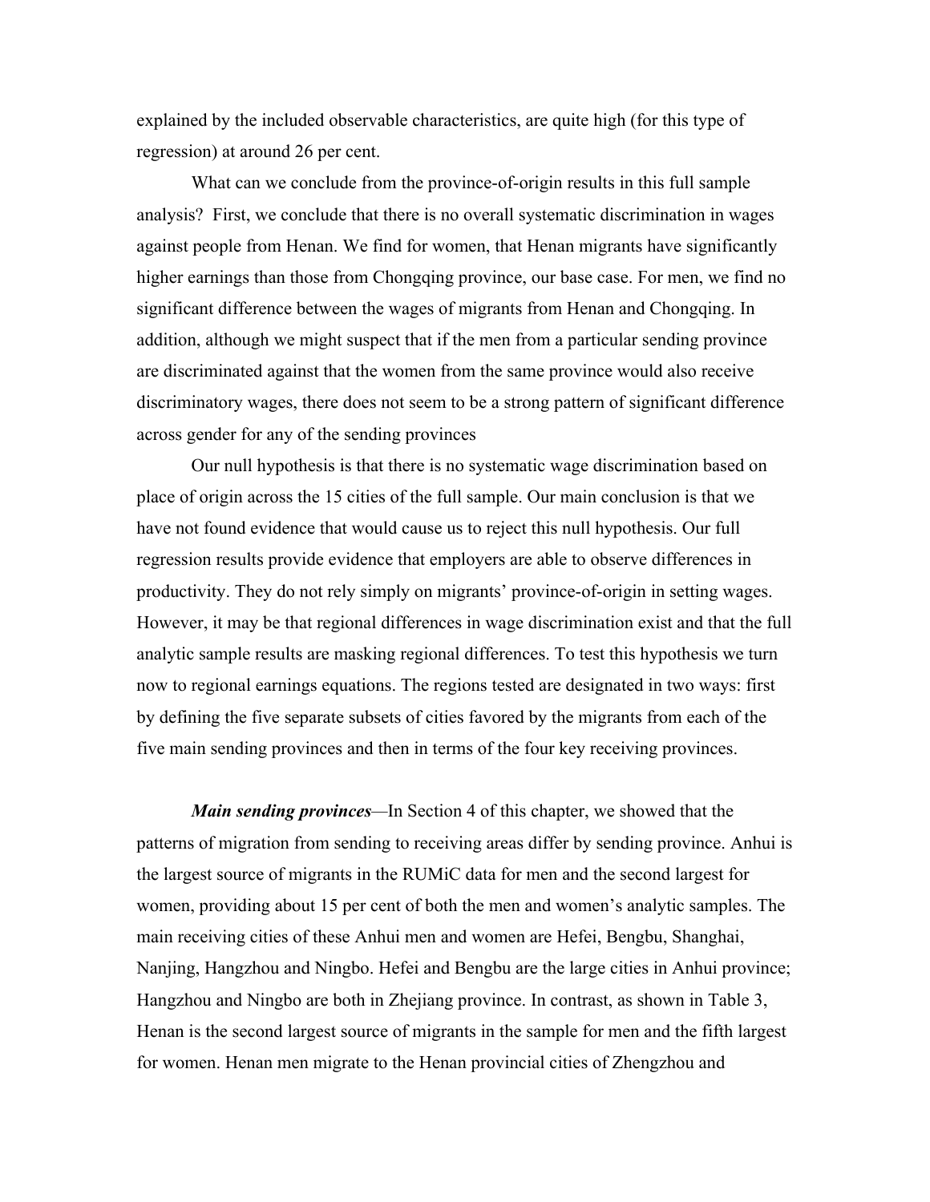explained by the included observable characteristics, are quite high (for this type of regression) at around 26 per cent.

What can we conclude from the province-of-origin results in this full sample analysis? First, we conclude that there is no overall systematic discrimination in wages against people from Henan. We find for women, that Henan migrants have significantly higher earnings than those from Chongqing province, our base case. For men, we find no significant difference between the wages of migrants from Henan and Chongqing. In addition, although we might suspect that if the men from a particular sending province are discriminated against that the women from the same province would also receive discriminatory wages, there does not seem to be a strong pattern of significant difference across gender for any of the sending provinces

Our null hypothesis is that there is no systematic wage discrimination based on place of origin across the 15 cities of the full sample. Our main conclusion is that we have not found evidence that would cause us to reject this null hypothesis. Our full regression results provide evidence that employers are able to observe differences in productivity. They do not rely simply on migrants' province-of-origin in setting wages. However, it may be that regional differences in wage discrimination exist and that the full analytic sample results are masking regional differences. To test this hypothesis we turn now to regional earnings equations. The regions tested are designated in two ways: first by defining the five separate subsets of cities favored by the migrants from each of the five main sending provinces and then in terms of the four key receiving provinces.

***Main sending provinces***—In Section 4 of this chapter, we showed that the patterns of migration from sending to receiving areas differ by sending province. Anhui is the largest source of migrants in the RUMiC data for men and the second largest for women, providing about 15 per cent of both the men and women's analytic samples. The main receiving cities of these Anhui men and women are Hefei, Bengbu, Shanghai, Nanjing, Hangzhou and Ningbo. Hefei and Bengbu are the large cities in Anhui province; Hangzhou and Ningbo are both in Zhejiang province. In contrast, as shown in Table 3, Henan is the second largest source of migrants in the sample for men and the fifth largest for women. Henan men migrate to the Henan provincial cities of Zhengzhou and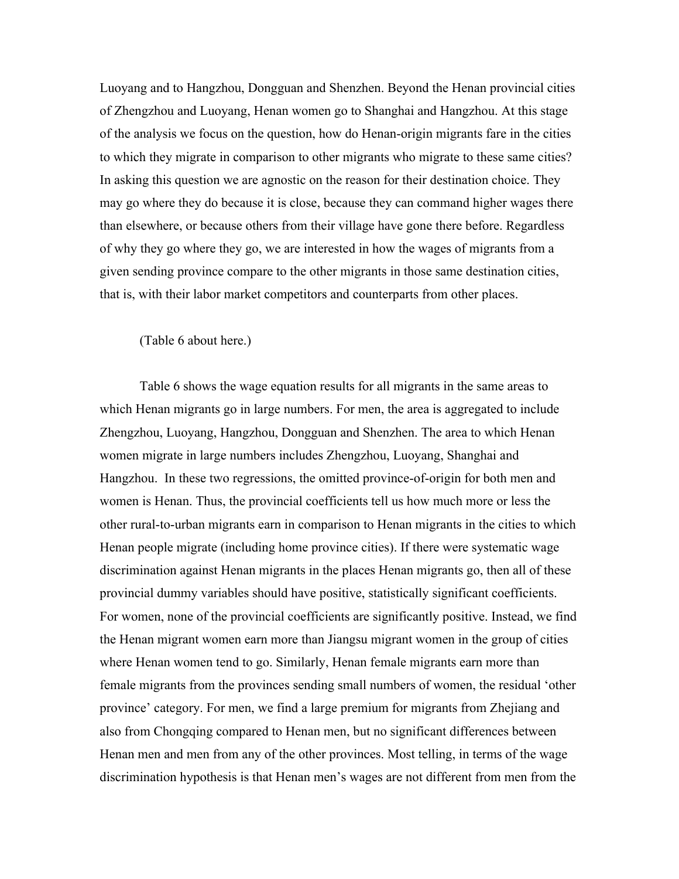Luoyang and to Hangzhou, Dongguan and Shenzhen. Beyond the Henan provincial cities of Zhengzhou and Luoyang, Henan women go to Shanghai and Hangzhou. At this stage of the analysis we focus on the question, how do Henan-origin migrants fare in the cities to which they migrate in comparison to other migrants who migrate to these same cities? In asking this question we are agnostic on the reason for their destination choice. They may go where they do because it is close, because they can command higher wages there than elsewhere, or because others from their village have gone there before. Regardless of why they go where they go, we are interested in how the wages of migrants from a given sending province compare to the other migrants in those same destination cities, that is, with their labor market competitors and counterparts from other places.

(Table 6 about here.)

Table 6 shows the wage equation results for all migrants in the same areas to which Henan migrants go in large numbers. For men, the area is aggregated to include Zhengzhou, Luoyang, Hangzhou, Dongguan and Shenzhen. The area to which Henan women migrate in large numbers includes Zhengzhou, Luoyang, Shanghai and Hangzhou. In these two regressions, the omitted province-of-origin for both men and women is Henan. Thus, the provincial coefficients tell us how much more or less the other rural-to-urban migrants earn in comparison to Henan migrants in the cities to which Henan people migrate (including home province cities). If there were systematic wage discrimination against Henan migrants in the places Henan migrants go, then all of these provincial dummy variables should have positive, statistically significant coefficients. For women, none of the provincial coefficients are significantly positive. Instead, we find the Henan migrant women earn more than Jiangsu migrant women in the group of cities where Henan women tend to go. Similarly, Henan female migrants earn more than female migrants from the provinces sending small numbers of women, the residual 'other province' category. For men, we find a large premium for migrants from Zhejiang and also from Chongqing compared to Henan men, but no significant differences between Henan men and men from any of the other provinces. Most telling, in terms of the wage discrimination hypothesis is that Henan men's wages are not different from men from the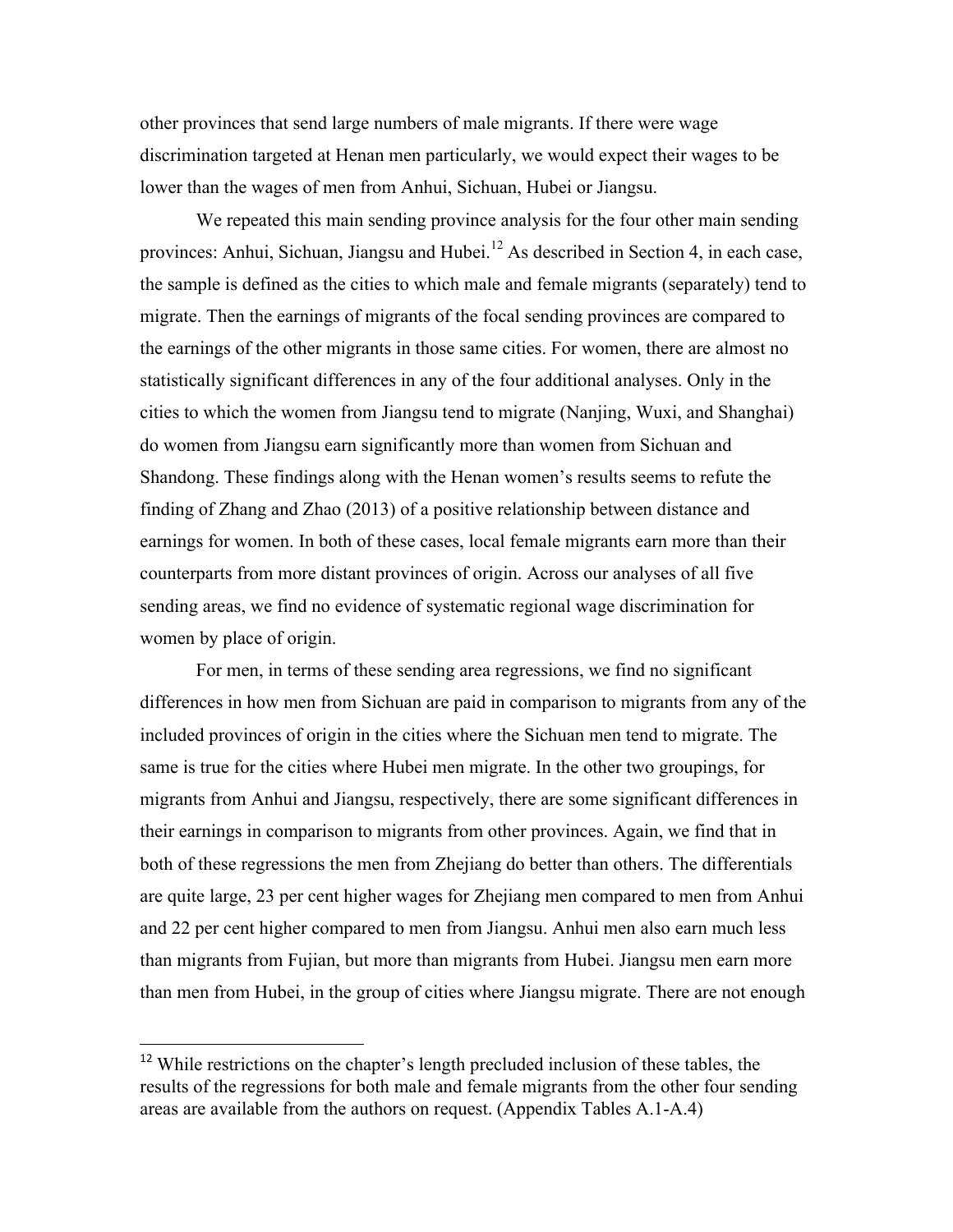other provinces that send large numbers of male migrants. If there were wage discrimination targeted at Henan men particularly, we would expect their wages to be lower than the wages of men from Anhui, Sichuan, Hubei or Jiangsu.

We repeated this main sending province analysis for the four other main sending provinces: Anhui, Sichuan, Jiangsu and Hubei.[12] As described in Section 4, in each case, the sample is defined as the cities to which male and female migrants (separately) tend to migrate. Then the earnings of migrants of the focal sending provinces are compared to the earnings of the other migrants in those same cities. For women, there are almost no statistically significant differences in any of the four additional analyses. Only in the cities to which the women from Jiangsu tend to migrate (Nanjing, Wuxi, and Shanghai) do women from Jiangsu earn significantly more than women from Sichuan and Shandong. These findings along with the Henan women's results seems to refute the finding of Zhang and Zhao (2013) of a positive relationship between distance and earnings for women. In both of these cases, local female migrants earn more than their counterparts from more distant provinces of origin. Across our analyses of all five sending areas, we find no evidence of systematic regional wage discrimination for women by place of origin.

For men, in terms of these sending area regressions, we find no significant differences in how men from Sichuan are paid in comparison to migrants from any of the included provinces of origin in the cities where the Sichuan men tend to migrate. The same is true for the cities where Hubei men migrate. In the other two groupings, for migrants from Anhui and Jiangsu, respectively, there are some significant differences in their earnings in comparison to migrants from other provinces. Again, we find that in both of these regressions the men from Zhejiang do better than others. The differentials are quite large, 23 per cent higher wages for Zhejiang men compared to men from Anhui and 22 per cent higher compared to men from Jiangsu. Anhui men also earn much less than migrants from Fujian, but more than migrants from Hubei. Jiangsu men earn more than men from Hubei, in the group of cities where Jiangsu migrate. There are not enough

[12] While restrictions on the chapter's length precluded inclusion of these tables, the results of the regressions for both male and female migrants from the other four sending areas are available from the authors on request. (Appendix Tables A.1-A.4)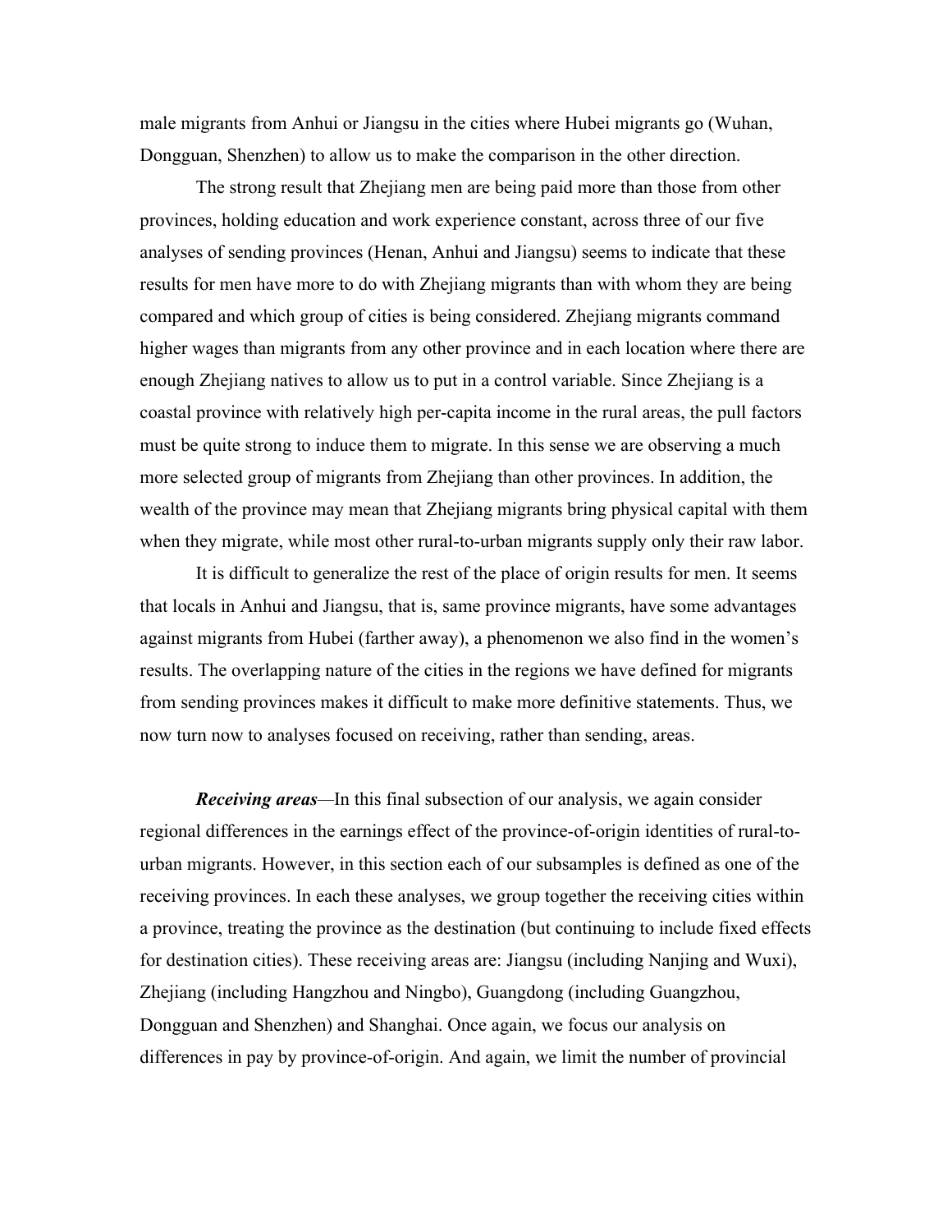male migrants from Anhui or Jiangsu in the cities where Hubei migrants go (Wuhan, Dongguan, Shenzhen) to allow us to make the comparison in the other direction.

The strong result that Zhejiang men are being paid more than those from other provinces, holding education and work experience constant, across three of our five analyses of sending provinces (Henan, Anhui and Jiangsu) seems to indicate that these results for men have more to do with Zhejiang migrants than with whom they are being compared and which group of cities is being considered. Zhejiang migrants command higher wages than migrants from any other province and in each location where there are enough Zhejiang natives to allow us to put in a control variable. Since Zhejiang is a coastal province with relatively high per-capita income in the rural areas, the pull factors must be quite strong to induce them to migrate. In this sense we are observing a much more selected group of migrants from Zhejiang than other provinces. In addition, the wealth of the province may mean that Zhejiang migrants bring physical capital with them when they migrate, while most other rural-to-urban migrants supply only their raw labor.

It is difficult to generalize the rest of the place of origin results for men. It seems that locals in Anhui and Jiangsu, that is, same province migrants, have some advantages against migrants from Hubei (farther away), a phenomenon we also find in the women's results. The overlapping nature of the cities in the regions we have defined for migrants from sending provinces makes it difficult to make more definitive statements. Thus, we now turn now to analyses focused on receiving, rather than sending, areas.

***Receiving areas***—In this final subsection of our analysis, we again consider regional differences in the earnings effect of the province-of-origin identities of rural-to-urban migrants. However, in this section each of our subsamples is defined as one of the receiving provinces. In each these analyses, we group together the receiving cities within a province, treating the province as the destination (but continuing to include fixed effects for destination cities). These receiving areas are: Jiangsu (including Nanjing and Wuxi), Zhejiang (including Hangzhou and Ningbo), Guangdong (including Guangzhou, Dongguan and Shenzhen) and Shanghai. Once again, we focus our analysis on differences in pay by province-of-origin. And again, we limit the number of provincial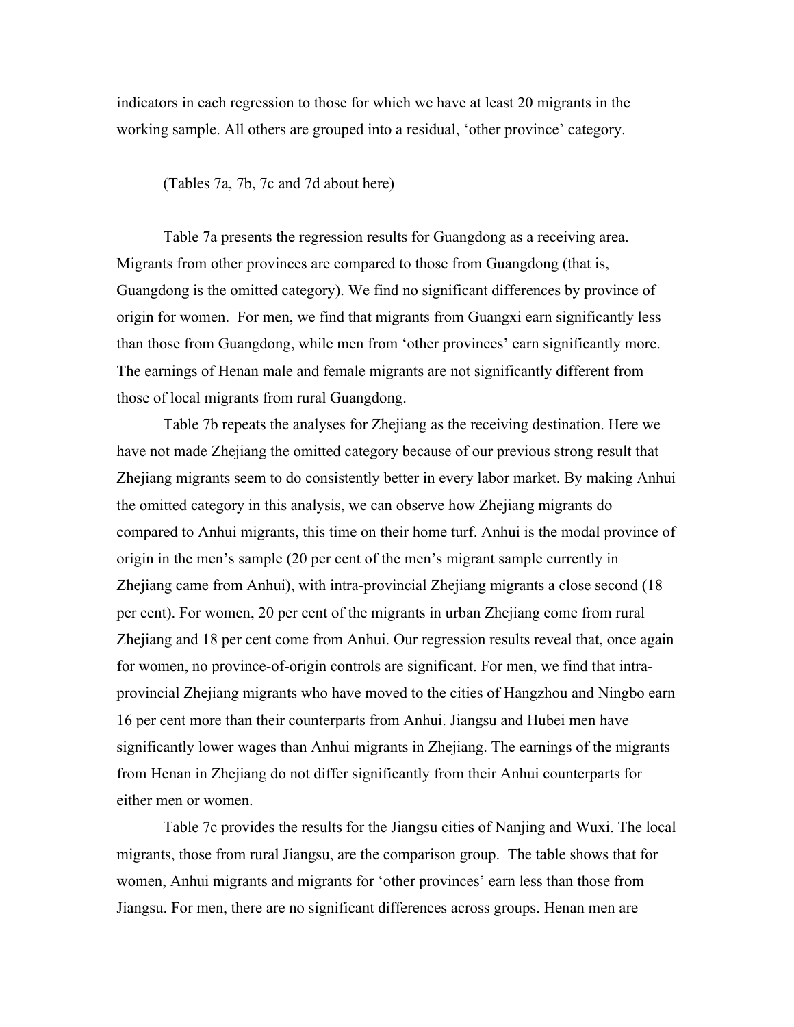indicators in each regression to those for which we have at least 20 migrants in the working sample. All others are grouped into a residual, 'other province' category.

(Tables 7a, 7b, 7c and 7d about here)

Table 7a presents the regression results for Guangdong as a receiving area. Migrants from other provinces are compared to those from Guangdong (that is, Guangdong is the omitted category). We find no significant differences by province of origin for women. For men, we find that migrants from Guangxi earn significantly less than those from Guangdong, while men from 'other provinces' earn significantly more. The earnings of Henan male and female migrants are not significantly different from those of local migrants from rural Guangdong.

Table 7b repeats the analyses for Zhejiang as the receiving destination. Here we have not made Zhejiang the omitted category because of our previous strong result that Zhejiang migrants seem to do consistently better in every labor market. By making Anhui the omitted category in this analysis, we can observe how Zhejiang migrants do compared to Anhui migrants, this time on their home turf. Anhui is the modal province of origin in the men's sample (20 per cent of the men's migrant sample currently in Zhejiang came from Anhui), with intra-provincial Zhejiang migrants a close second (18 per cent). For women, 20 per cent of the migrants in urban Zhejiang come from rural Zhejiang and 18 per cent come from Anhui. Our regression results reveal that, once again for women, no province-of-origin controls are significant. For men, we find that intra-provincial Zhejiang migrants who have moved to the cities of Hangzhou and Ningbo earn 16 per cent more than their counterparts from Anhui. Jiangsu and Hubei men have significantly lower wages than Anhui migrants in Zhejiang. The earnings of the migrants from Henan in Zhejiang do not differ significantly from their Anhui counterparts for either men or women.

Table 7c provides the results for the Jiangsu cities of Nanjing and Wuxi. The local migrants, those from rural Jiangsu, are the comparison group. The table shows that for women, Anhui migrants and migrants for 'other provinces' earn less than those from Jiangsu. For men, there are no significant differences across groups. Henan men are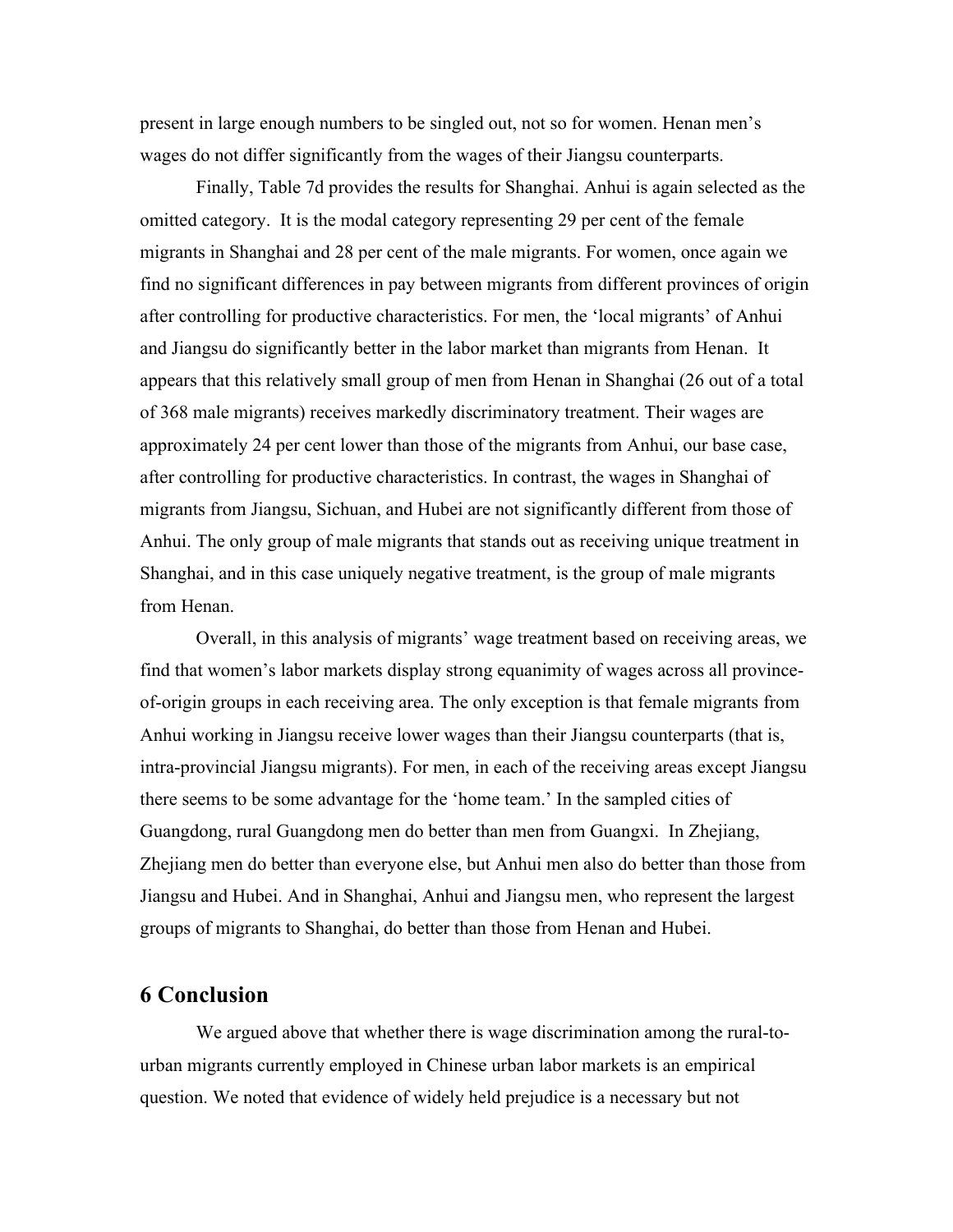present in large enough numbers to be singled out, not so for women. Henan men's wages do not differ significantly from the wages of their Jiangsu counterparts.

Finally, Table 7d provides the results for Shanghai. Anhui is again selected as the omitted category. It is the modal category representing 29 per cent of the female migrants in Shanghai and 28 per cent of the male migrants. For women, once again we find no significant differences in pay between migrants from different provinces of origin after controlling for productive characteristics. For men, the 'local migrants' of Anhui and Jiangsu do significantly better in the labor market than migrants from Henan. It appears that this relatively small group of men from Henan in Shanghai (26 out of a total of 368 male migrants) receives markedly discriminatory treatment. Their wages are approximately 24 per cent lower than those of the migrants from Anhui, our base case, after controlling for productive characteristics. In contrast, the wages in Shanghai of migrants from Jiangsu, Sichuan, and Hubei are not significantly different from those of Anhui. The only group of male migrants that stands out as receiving unique treatment in Shanghai, and in this case uniquely negative treatment, is the group of male migrants from Henan.

Overall, in this analysis of migrants' wage treatment based on receiving areas, we find that women's labor markets display strong equanimity of wages across all province-of-origin groups in each receiving area. The only exception is that female migrants from Anhui working in Jiangsu receive lower wages than their Jiangsu counterparts (that is, intra-provincial Jiangsu migrants). For men, in each of the receiving areas except Jiangsu there seems to be some advantage for the 'home team.' In the sampled cities of Guangdong, rural Guangdong men do better than men from Guangxi. In Zhejiang, Zhejiang men do better than everyone else, but Anhui men also do better than those from Jiangsu and Hubei. And in Shanghai, Anhui and Jiangsu men, who represent the largest groups of migrants to Shanghai, do better than those from Henan and Hubei.

## 6 Conclusion

We argued above that whether there is wage discrimination among the rural-to-urban migrants currently employed in Chinese urban labor markets is an empirical question. We noted that evidence of widely held prejudice is a necessary but not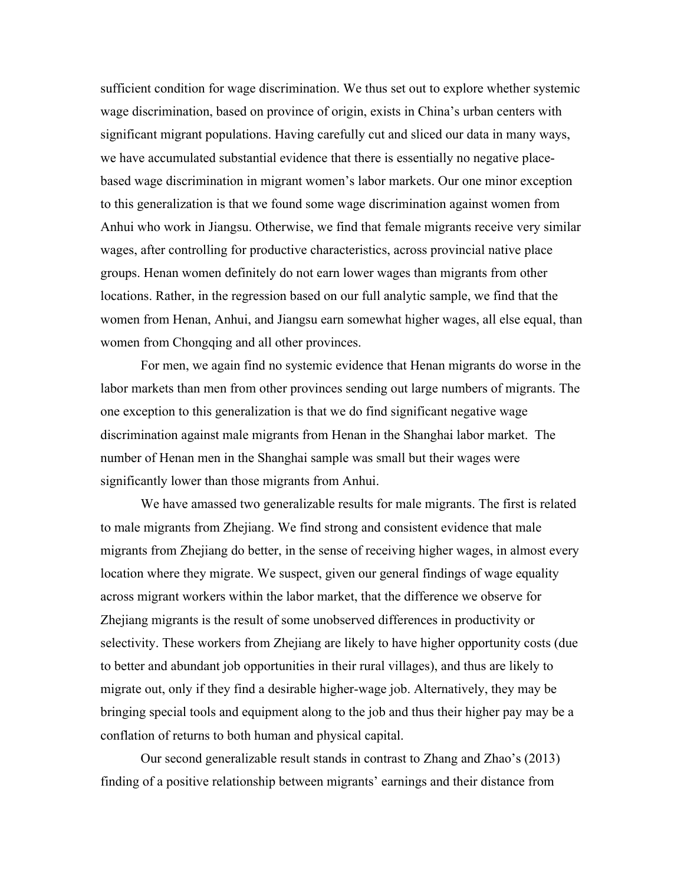sufficient condition for wage discrimination. We thus set out to explore whether systemic wage discrimination, based on province of origin, exists in China's urban centers with significant migrant populations. Having carefully cut and sliced our data in many ways, we have accumulated substantial evidence that there is essentially no negative place-based wage discrimination in migrant women's labor markets. Our one minor exception to this generalization is that we found some wage discrimination against women from Anhui who work in Jiangsu. Otherwise, we find that female migrants receive very similar wages, after controlling for productive characteristics, across provincial native place groups. Henan women definitely do not earn lower wages than migrants from other locations. Rather, in the regression based on our full analytic sample, we find that the women from Henan, Anhui, and Jiangsu earn somewhat higher wages, all else equal, than women from Chongqing and all other provinces.

For men, we again find no systemic evidence that Henan migrants do worse in the labor markets than men from other provinces sending out large numbers of migrants. The one exception to this generalization is that we do find significant negative wage discrimination against male migrants from Henan in the Shanghai labor market. The number of Henan men in the Shanghai sample was small but their wages were significantly lower than those migrants from Anhui.

We have amassed two generalizable results for male migrants. The first is related to male migrants from Zhejiang. We find strong and consistent evidence that male migrants from Zhejiang do better, in the sense of receiving higher wages, in almost every location where they migrate. We suspect, given our general findings of wage equality across migrant workers within the labor market, that the difference we observe for Zhejiang migrants is the result of some unobserved differences in productivity or selectivity. These workers from Zhejiang are likely to have higher opportunity costs (due to better and abundant job opportunities in their rural villages), and thus are likely to migrate out, only if they find a desirable higher-wage job. Alternatively, they may be bringing special tools and equipment along to the job and thus their higher pay may be a conflation of returns to both human and physical capital.

Our second generalizable result stands in contrast to Zhang and Zhao's (2013) finding of a positive relationship between migrants' earnings and their distance from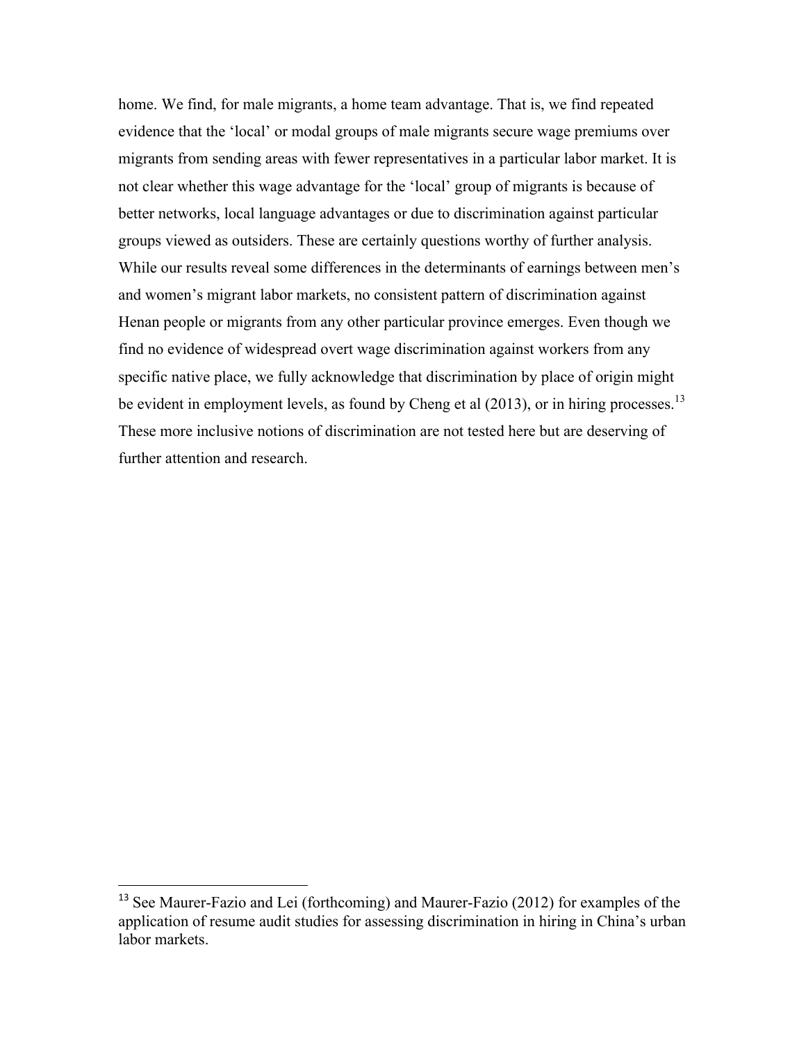home. We find, for male migrants, a home team advantage. That is, we find repeated evidence that the 'local' or modal groups of male migrants secure wage premiums over migrants from sending areas with fewer representatives in a particular labor market. It is not clear whether this wage advantage for the 'local' group of migrants is because of better networks, local language advantages or due to discrimination against particular groups viewed as outsiders. These are certainly questions worthy of further analysis. While our results reveal some differences in the determinants of earnings between men's and women's migrant labor markets, no consistent pattern of discrimination against Henan people or migrants from any other particular province emerges. Even though we find no evidence of widespread overt wage discrimination against workers from any specific native place, we fully acknowledge that discrimination by place of origin might be evident in employment levels, as found by Cheng et al (2013), or in hiring processes.[13] These more inclusive notions of discrimination are not tested here but are deserving of further attention and research.

[13] See Maurer-Fazio and Lei (forthcoming) and Maurer-Fazio (2012) for examples of the application of resume audit studies for assessing discrimination in hiring in China's urban labor markets.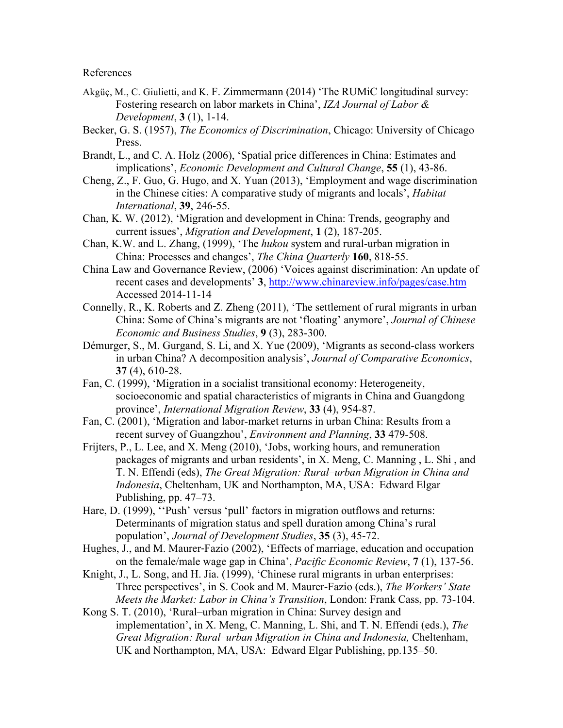References

Akgüç, M., C. Giulietti, and K. F. Zimmermann (2014) 'The RUMiC longitudinal survey: Fostering research on labor markets in China', *IZA Journal of Labor & Development*, **3** (1), 1-14.

Becker, G. S. (1957), *The Economics of Discrimination*, Chicago: University of Chicago Press.

Brandt, L., and C. A. Holz (2006), 'Spatial price differences in China: Estimates and implications', *Economic Development and Cultural Change*, **55** (1), 43-86.

Cheng, Z., F. Guo, G. Hugo, and X. Yuan (2013), 'Employment and wage discrimination in the Chinese cities: A comparative study of migrants and locals', *Habitat International*, **39**, 246-55.

Chan, K. W. (2012), 'Migration and development in China: Trends, geography and current issues', *Migration and Development*, **1** (2), 187-205.

Chan, K.W. and L. Zhang, (1999), 'The *hukou* system and rural-urban migration in China: Processes and changes', *The China Quarterly* **160**, 818-55.

China Law and Governance Review, (2006) 'Voices against discrimination: An update of recent cases and developments' **3**, http://www.chinareview.info/pages/case.htm Accessed 2014-11-14

Connelly, R., K. Roberts and Z. Zheng (2011), 'The settlement of rural migrants in urban China: Some of China's migrants are not 'floating' anymore', *Journal of Chinese Economic and Business Studies*, **9** (3), 283-300.

Démurger, S., M. Gurgand, S. Li, and X. Yue (2009), 'Migrants as second-class workers in urban China? A decomposition analysis', *Journal of Comparative Economics*, **37** (4), 610-28.

Fan, C. (1999), 'Migration in a socialist transitional economy: Heterogeneity, socioeconomic and spatial characteristics of migrants in China and Guangdong province', *International Migration Review*, **33** (4), 954-87.

Fan, C. (2001), 'Migration and labor-market returns in urban China: Results from a recent survey of Guangzhou', *Environment and Planning*, **33** 479-508.

Frijters, P., L. Lee, and X. Meng (2010), 'Jobs, working hours, and remuneration packages of migrants and urban residents', in X. Meng, C. Manning , L. Shi , and T. N. Effendi (eds), *The Great Migration: Rural–urban Migration in China and Indonesia*, Cheltenham, UK and Northampton, MA, USA: Edward Elgar Publishing, pp. 47–73.

Hare, D. (1999), ''Push' versus 'pull' factors in migration outflows and returns: Determinants of migration status and spell duration among China's rural population', *Journal of Development Studies*, **35** (3), 45-72.

Hughes, J., and M. Maurer-Fazio (2002), 'Effects of marriage, education and occupation on the female/male wage gap in China', *Pacific Economic Review*, **7** (1), 137-56.

Knight, J., L. Song, and H. Jia. (1999), 'Chinese rural migrants in urban enterprises: Three perspectives', in S. Cook and M. Maurer-Fazio (eds.), *The Workers' State Meets the Market: Labor in China's Transition*, London: Frank Cass, pp. 73-104.

Kong S. T. (2010), 'Rural–urban migration in China: Survey design and implementation', in X. Meng, C. Manning, L. Shi, and T. N. Effendi (eds.), *The Great Migration: Rural–urban Migration in China and Indonesia,* Cheltenham, UK and Northampton, MA, USA: Edward Elgar Publishing, pp.135–50.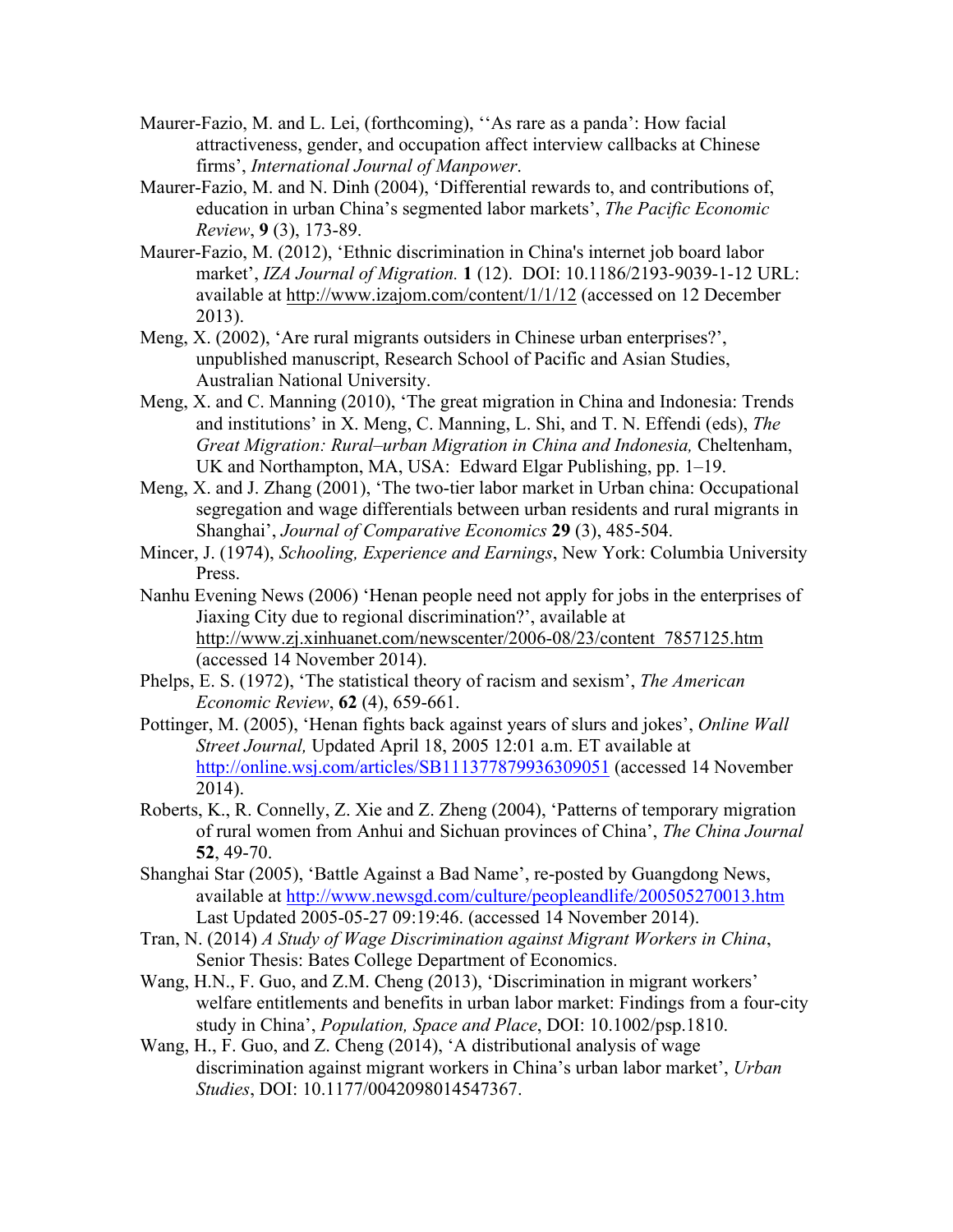Maurer-Fazio, M. and L. Lei, (forthcoming), ''As rare as a panda': How facial attractiveness, gender, and occupation affect interview callbacks at Chinese firms', *International Journal of Manpower*.

Maurer-Fazio, M. and N. Dinh (2004), 'Differential rewards to, and contributions of, education in urban China's segmented labor markets', *The Pacific Economic Review*, **9** (3), 173-89.

Maurer-Fazio, M. (2012), 'Ethnic discrimination in China's internet job board labor market', *IZA Journal of Migration.* **1** (12). DOI: 10.1186/2193-9039-1-12 URL: available at http://www.izajom.com/content/1/1/12 (accessed on 12 December 2013).

Meng, X. (2002), 'Are rural migrants outsiders in Chinese urban enterprises?', unpublished manuscript, Research School of Pacific and Asian Studies, Australian National University.

Meng, X. and C. Manning (2010), 'The great migration in China and Indonesia: Trends and institutions' in X. Meng, C. Manning, L. Shi, and T. N. Effendi (eds), *The Great Migration: Rural–urban Migration in China and Indonesia,* Cheltenham, UK and Northampton, MA, USA: Edward Elgar Publishing, pp. 1–19.

Meng, X. and J. Zhang (2001), 'The two-tier labor market in Urban china: Occupational segregation and wage differentials between urban residents and rural migrants in Shanghai', *Journal of Comparative Economics* **29** (3), 485-504.

Mincer, J. (1974), *Schooling, Experience and Earnings*, New York: Columbia University Press.

Nanhu Evening News (2006) 'Henan people need not apply for jobs in the enterprises of Jiaxing City due to regional discrimination?', available at http://www.zj.xinhuanet.com/newscenter/2006-08/23/content_7857125.htm (accessed 14 November 2014).

Phelps, E. S. (1972), 'The statistical theory of racism and sexism', *The American Economic Review*, **62** (4), 659-661.

Pottinger, M. (2005), 'Henan fights back against years of slurs and jokes', *Online Wall Street Journal,* Updated April 18, 2005 12:01 a.m. ET available at http://online.wsj.com/articles/SB111377879936309051 (accessed 14 November 2014).

Roberts, K., R. Connelly, Z. Xie and Z. Zheng (2004), 'Patterns of temporary migration of rural women from Anhui and Sichuan provinces of China', *The China Journal* **52**, 49-70.

Shanghai Star (2005), 'Battle Against a Bad Name', re-posted by Guangdong News, available at http://www.newsgd.com/culture/peopleandlife/200505270013.htm Last Updated 2005-05-27 09:19:46. (accessed 14 November 2014).

Tran, N. (2014) *A Study of Wage Discrimination against Migrant Workers in China*, Senior Thesis: Bates College Department of Economics.

Wang, H.N., F. Guo, and Z.M. Cheng (2013), 'Discrimination in migrant workers' welfare entitlements and benefits in urban labor market: Findings from a four-city study in China', *Population, Space and Place*, DOI: 10.1002/psp.1810.

Wang, H., F. Guo, and Z. Cheng (2014), 'A distributional analysis of wage discrimination against migrant workers in China's urban labor market', *Urban Studies*, DOI: 10.1177/0042098014547367.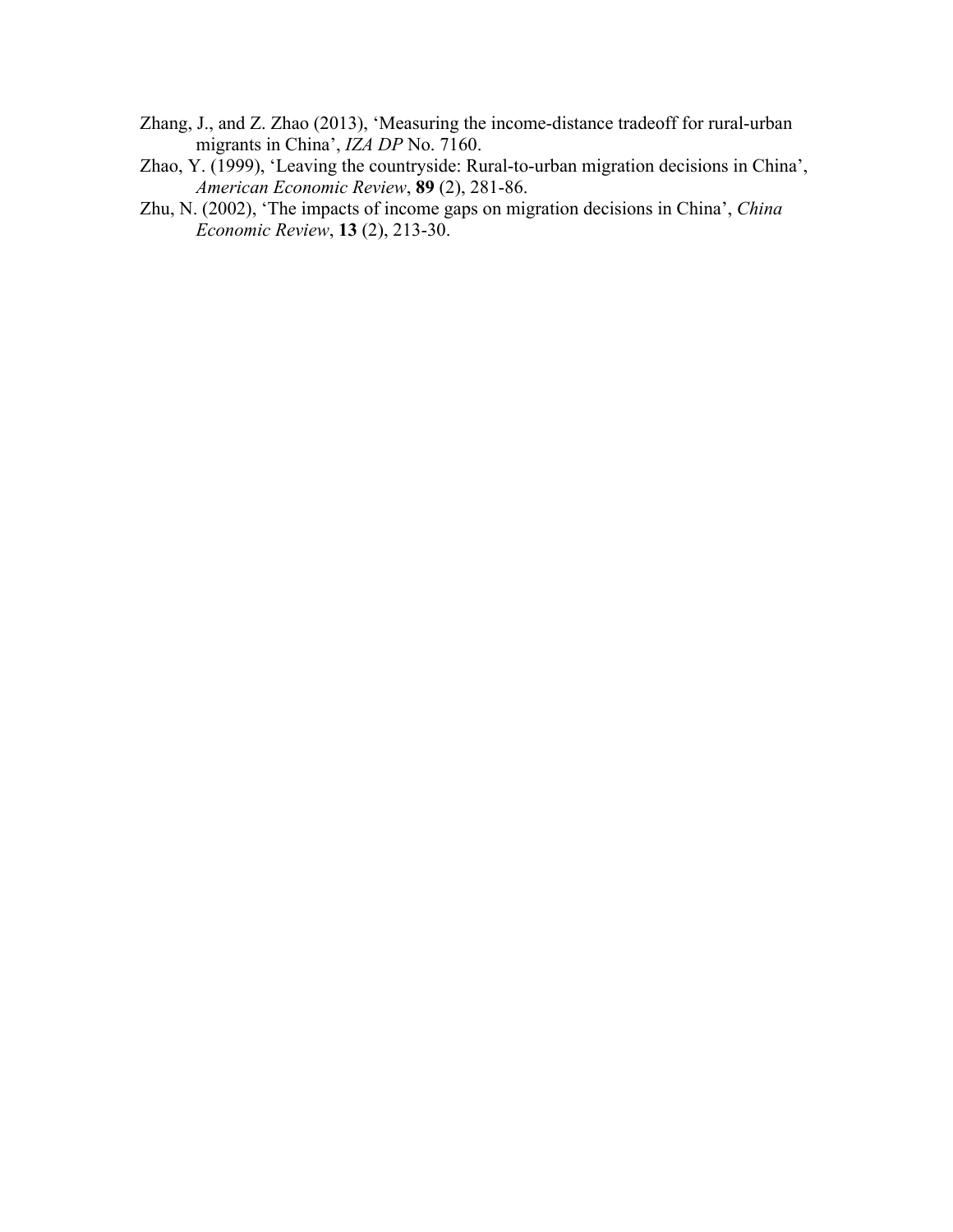Zhang, J., and Z. Zhao (2013), 'Measuring the income-distance tradeoff for rural-urban migrants in China', *IZA DP* No. 7160.

Zhao, Y. (1999), 'Leaving the countryside: Rural-to-urban migration decisions in China', *American Economic Review*, **89** (2), 281-86.

Zhu, N. (2002), 'The impacts of income gaps on migration decisions in China', *China Economic Review*, **13** (2), 213-30.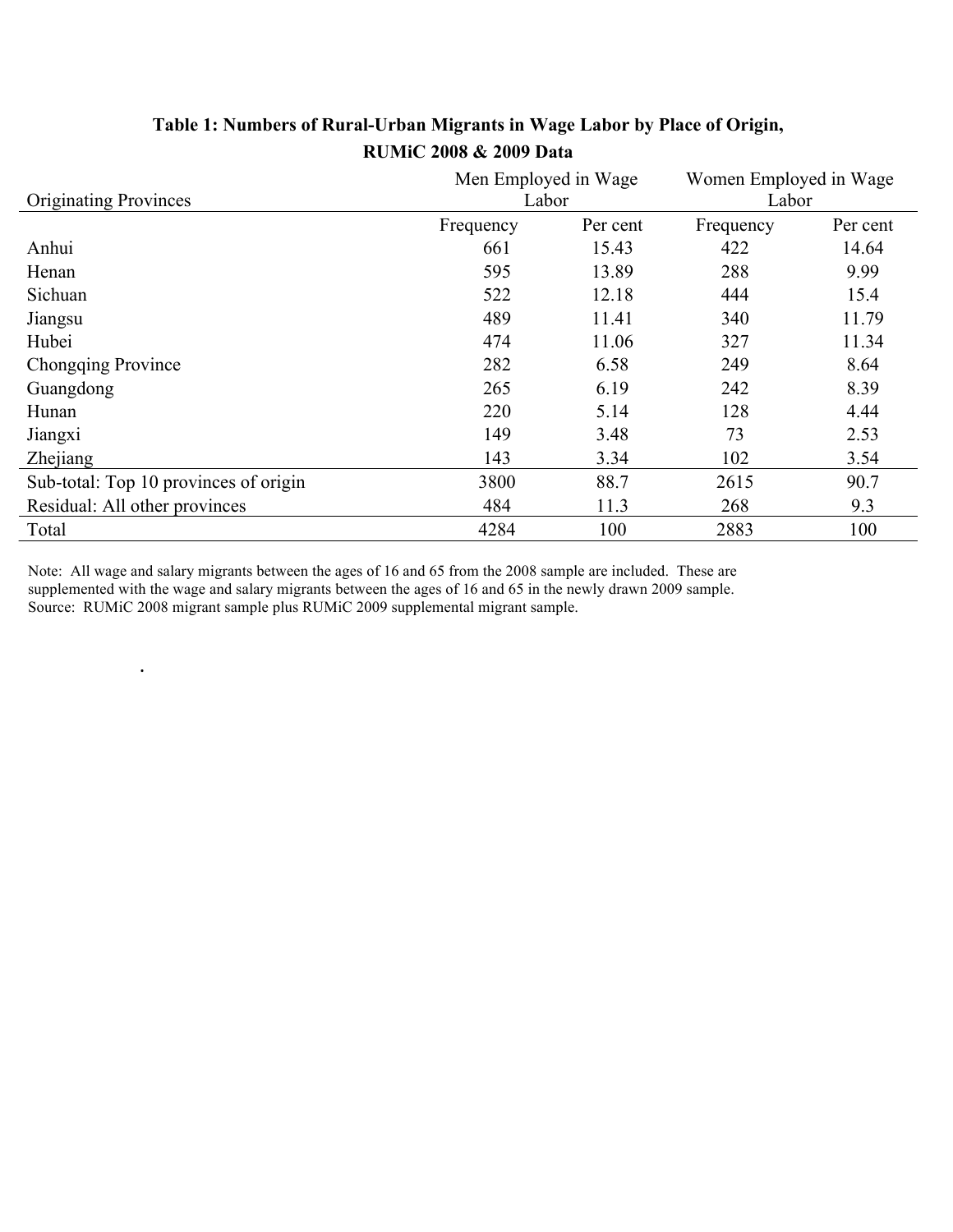**Table 1: Numbers of Rural-Urban Migrants in Wage Labor by Place of Origin, RUMiC 2008 & 2009 Data**

| Originating Provinces | Men Employed in Wage Labor | | Women Employed in Wage Labor | |
|---|---|---|---|---|
| | Frequency | Per cent | Frequency | Per cent |
| Anhui | 661 | 15.43 | 422 | 14.64 |
| Henan | 595 | 13.89 | 288 | 9.99 |
| Sichuan | 522 | 12.18 | 444 | 15.4 |
| Jiangsu | 489 | 11.41 | 340 | 11.79 |
| Hubei | 474 | 11.06 | 327 | 11.34 |
| Chongqing Province | 282 | 6.58 | 249 | 8.64 |
| Guangdong | 265 | 6.19 | 242 | 8.39 |
| Hunan | 220 | 5.14 | 128 | 4.44 |
| Jiangxi | 149 | 3.48 | 73 | 2.53 |
| Zhejiang | 143 | 3.34 | 102 | 3.54 |
| Sub-total: Top 10 provinces of origin | 3800 | 88.7 | 2615 | 90.7 |
| Residual: All other provinces | 484 | 11.3 | 268 | 9.3 |
| Total | 4284 | 100 | 2883 | 100 |

Note: All wage and salary migrants between the ages of 16 and 65 from the 2008 sample are included. These are supplemented with the wage and salary migrants between the ages of 16 and 65 in the newly drawn 2009 sample.
Source: RUMiC 2008 migrant sample plus RUMiC 2009 supplemental migrant sample.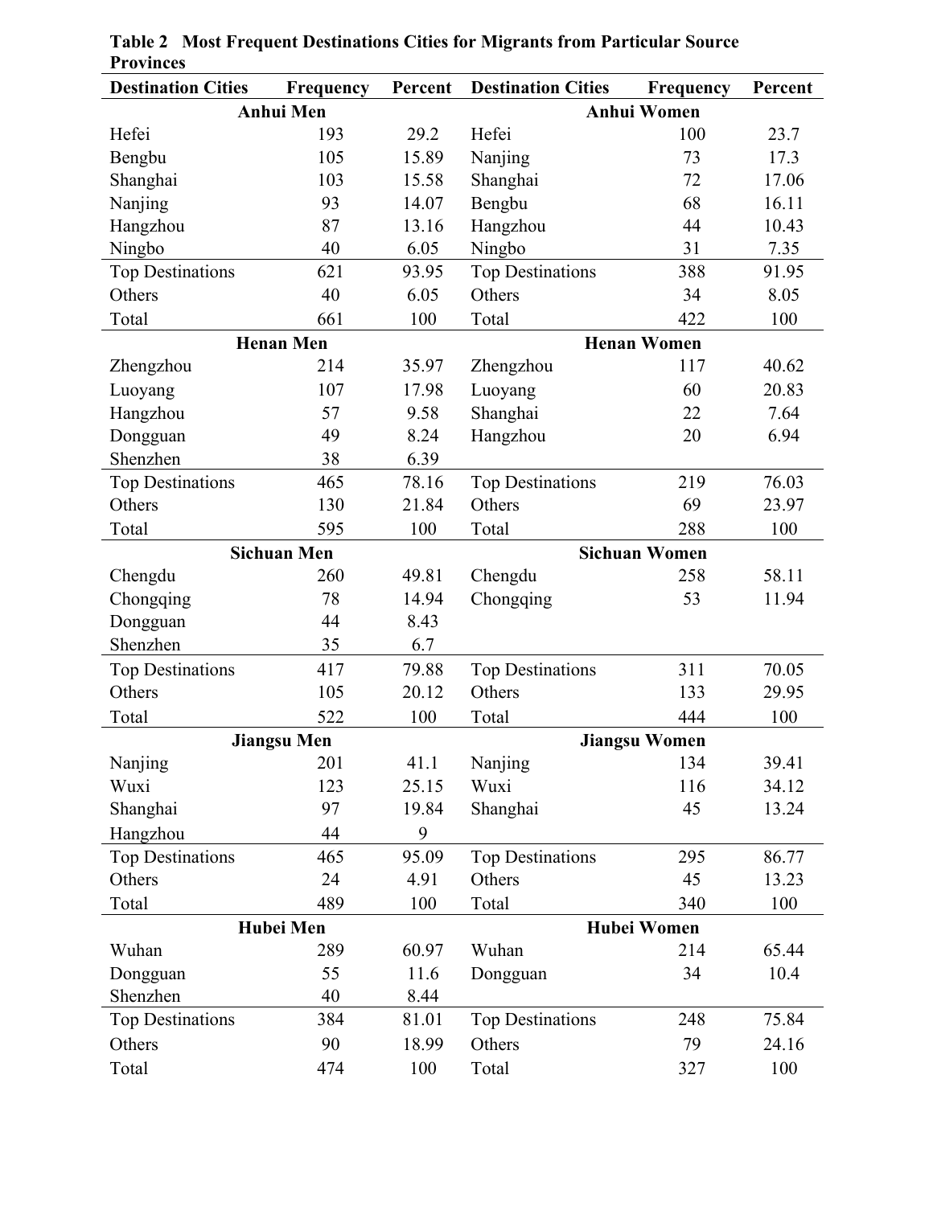**Table 2 Most Frequent Destinations Cities for Migrants from Particular Source Provinces**

| Destination Cities | Frequency | Percent | Destination Cities | Frequency | Percent |
|---|---|---|---|---|---|
| **Anhui Men** | | | **Anhui Women** | | |
| Hefei | 193 | 29.2 | Hefei | 100 | 23.7 |
| Bengbu | 105 | 15.89 | Nanjing | 73 | 17.3 |
| Shanghai | 103 | 15.58 | Shanghai | 72 | 17.06 |
| Nanjing | 93 | 14.07 | Bengbu | 68 | 16.11 |
| Hangzhou | 87 | 13.16 | Hangzhou | 44 | 10.43 |
| Ningbo | 40 | 6.05 | Ningbo | 31 | 7.35 |
| Top Destinations | 621 | 93.95 | Top Destinations | 388 | 91.95 |
| Others | 40 | 6.05 | Others | 34 | 8.05 |
| Total | 661 | 100 | Total | 422 | 100 |
| **Henan Men** | | | **Henan Women** | | |
| Zhengzhou | 214 | 35.97 | Zhengzhou | 117 | 40.62 |
| Luoyang | 107 | 17.98 | Luoyang | 60 | 20.83 |
| Hangzhou | 57 | 9.58 | Shanghai | 22 | 7.64 |
| Dongguan | 49 | 8.24 | Hangzhou | 20 | 6.94 |
| Shenzhen | 38 | 6.39 | | | |
| Top Destinations | 465 | 78.16 | Top Destinations | 219 | 76.03 |
| Others | 130 | 21.84 | Others | 69 | 23.97 |
| Total | 595 | 100 | Total | 288 | 100 |
| **Sichuan Men** | | | **Sichuan Women** | | |
| Chengdu | 260 | 49.81 | Chengdu | 258 | 58.11 |
| Chongqing | 78 | 14.94 | Chongqing | 53 | 11.94 |
| Dongguan | 44 | 8.43 | | | |
| Shenzhen | 35 | 6.7 | | | |
| Top Destinations | 417 | 79.88 | Top Destinations | 311 | 70.05 |
| Others | 105 | 20.12 | Others | 133 | 29.95 |
| Total | 522 | 100 | Total | 444 | 100 |
| **Jiangsu Men** | | | **Jiangsu Women** | | |
| Nanjing | 201 | 41.1 | Nanjing | 134 | 39.41 |
| Wuxi | 123 | 25.15 | Wuxi | 116 | 34.12 |
| Shanghai | 97 | 19.84 | Shanghai | 45 | 13.24 |
| Hangzhou | 44 | 9 | | | |
| Top Destinations | 465 | 95.09 | Top Destinations | 295 | 86.77 |
| Others | 24 | 4.91 | Others | 45 | 13.23 |
| Total | 489 | 100 | Total | 340 | 100 |
| **Hubei Men** | | | **Hubei Women** | | |
| Wuhan | 289 | 60.97 | Wuhan | 214 | 65.44 |
| Dongguan | 55 | 11.6 | Dongguan | 34 | 10.4 |
| Shenzhen | 40 | 8.44 | | | |
| Top Destinations | 384 | 81.01 | Top Destinations | 248 | 75.84 |
| Others | 90 | 18.99 | Others | 79 | 24.16 |
| Total | 474 | 100 | Total | 327 | 100 |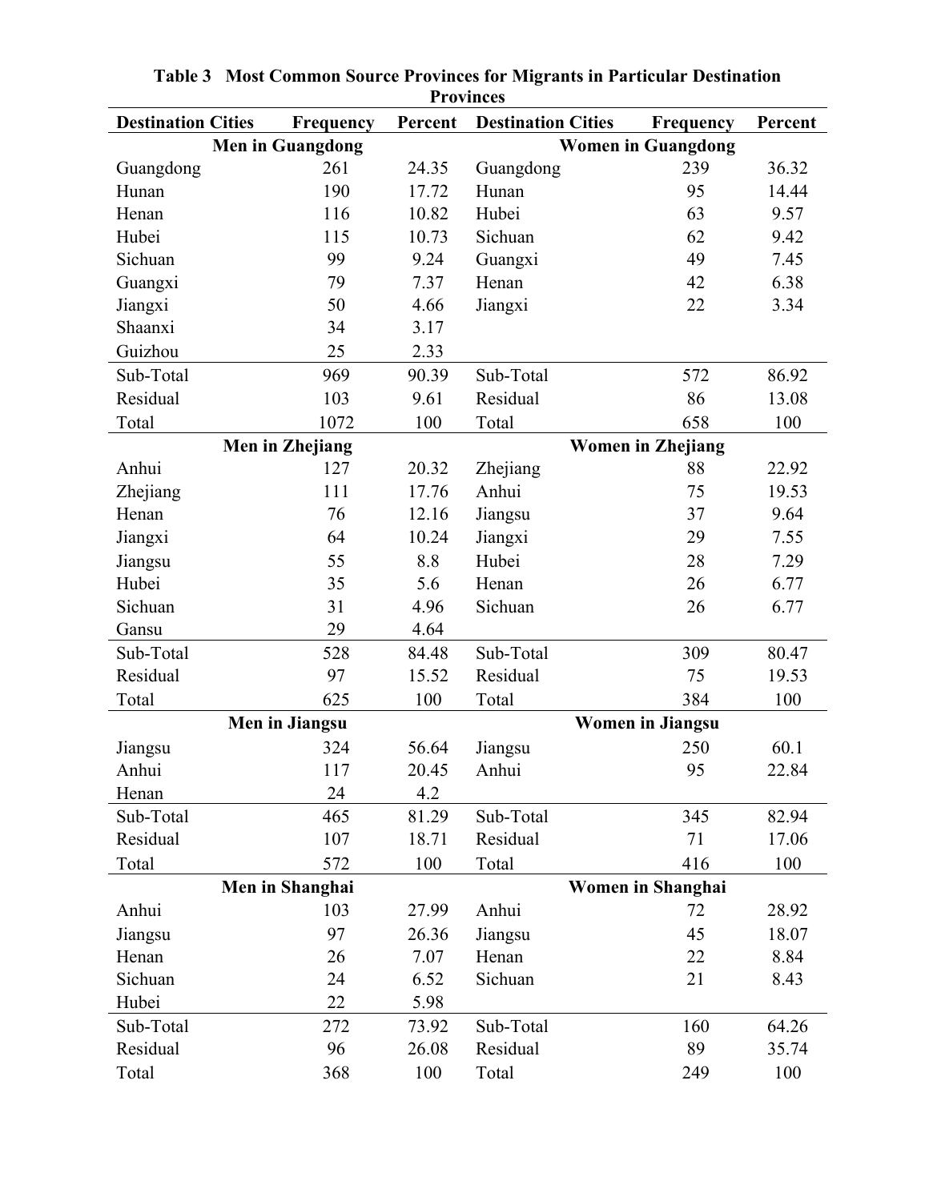**Table 3 Most Common Source Provinces for Migrants in Particular Destination Provinces**

| Destination Cities | Frequency | Percent | Destination Cities | Frequency | Percent |
|---|---|---|---|---|---|
| **Men in Guangdong** | | | **Women in Guangdong** | | |
| Guangdong | 261 | 24.35 | Guangdong | 239 | 36.32 |
| Hunan | 190 | 17.72 | Hunan | 95 | 14.44 |
| Henan | 116 | 10.82 | Hubei | 63 | 9.57 |
| Hubei | 115 | 10.73 | Sichuan | 62 | 9.42 |
| Sichuan | 99 | 9.24 | Guangxi | 49 | 7.45 |
| Guangxi | 79 | 7.37 | Henan | 42 | 6.38 |
| Jiangxi | 50 | 4.66 | Jiangxi | 22 | 3.34 |
| Shaanxi | 34 | 3.17 | | | |
| Guizhou | 25 | 2.33 | | | |
| Sub-Total | 969 | 90.39 | Sub-Total | 572 | 86.92 |
| Residual | 103 | 9.61 | Residual | 86 | 13.08 |
| Total | 1072 | 100 | Total | 658 | 100 |
| **Men in Zhejiang** | | | **Women in Zhejiang** | | |
| Anhui | 127 | 20.32 | Zhejiang | 88 | 22.92 |
| Zhejiang | 111 | 17.76 | Anhui | 75 | 19.53 |
| Henan | 76 | 12.16 | Jiangsu | 37 | 9.64 |
| Jiangxi | 64 | 10.24 | Jiangxi | 29 | 7.55 |
| Jiangsu | 55 | 8.8 | Hubei | 28 | 7.29 |
| Hubei | 35 | 5.6 | Henan | 26 | 6.77 |
| Sichuan | 31 | 4.96 | Sichuan | 26 | 6.77 |
| Gansu | 29 | 4.64 | | | |
| Sub-Total | 528 | 84.48 | Sub-Total | 309 | 80.47 |
| Residual | 97 | 15.52 | Residual | 75 | 19.53 |
| Total | 625 | 100 | Total | 384 | 100 |
| **Men in Jiangsu** | | | **Women in Jiangsu** | | |
| Jiangsu | 324 | 56.64 | Jiangsu | 250 | 60.1 |
| Anhui | 117 | 20.45 | Anhui | 95 | 22.84 |
| Henan | 24 | 4.2 | | | |
| Sub-Total | 465 | 81.29 | Sub-Total | 345 | 82.94 |
| Residual | 107 | 18.71 | Residual | 71 | 17.06 |
| Total | 572 | 100 | Total | 416 | 100 |
| **Men in Shanghai** | | | **Women in Shanghai** | | |
| Anhui | 103 | 27.99 | Anhui | 72 | 28.92 |
| Jiangsu | 97 | 26.36 | Jiangsu | 45 | 18.07 |
| Henan | 26 | 7.07 | Henan | 22 | 8.84 |
| Sichuan | 24 | 6.52 | Sichuan | 21 | 8.43 |
| Hubei | 22 | 5.98 | | | |
| Sub-Total | 272 | 73.92 | Sub-Total | 160 | 64.26 |
| Residual | 96 | 26.08 | Residual | 89 | 35.74 |
| Total | 368 | 100 | Total | 249 | 100 |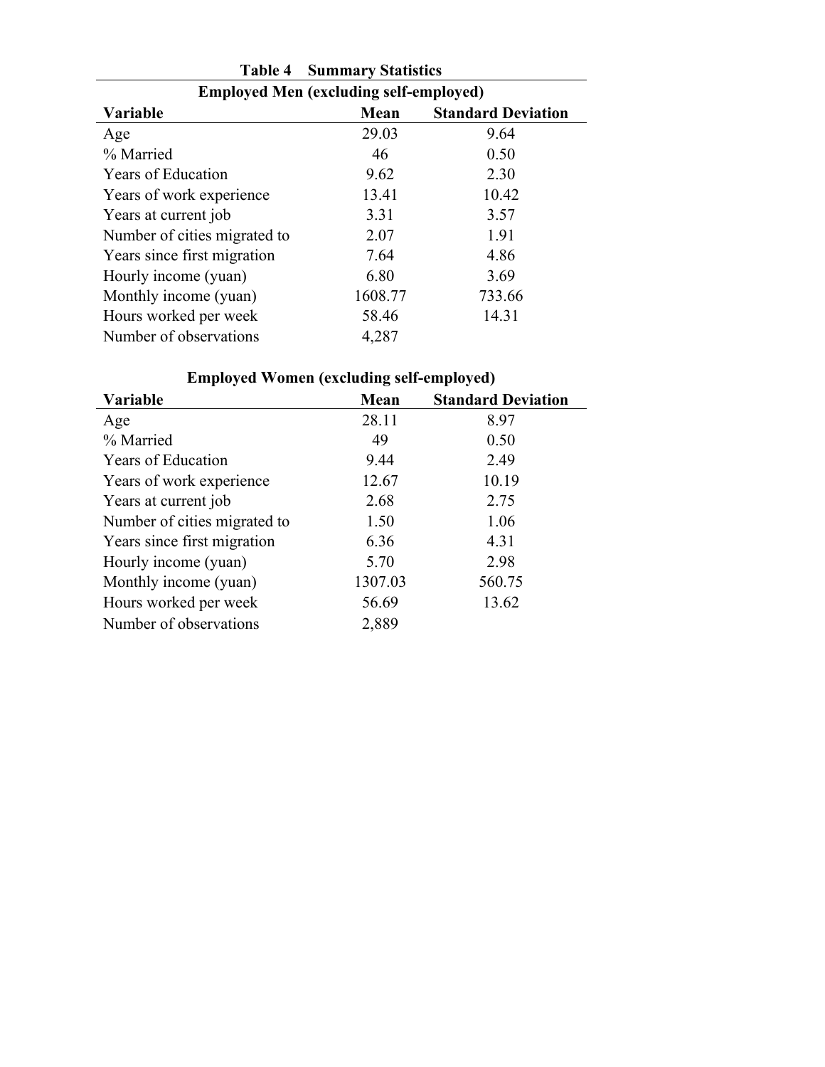## Table 4 Summary Statistics

**Employed Men (excluding self-employed)**

| Variable | Mean | Standard Deviation |
|---|---|---|
| Age | 29.03 | 9.64 |
| % Married | 46 | 0.50 |
| Years of Education | 9.62 | 2.30 |
| Years of work experience | 13.41 | 10.42 |
| Years at current job | 3.31 | 3.57 |
| Number of cities migrated to | 2.07 | 1.91 |
| Years since first migration | 7.64 | 4.86 |
| Hourly income (yuan) | 6.80 | 3.69 |
| Monthly income (yuan) | 1608.77 | 733.66 |
| Hours worked per week | 58.46 | 14.31 |
| Number of observations | 4,287 | |

**Employed Women (excluding self-employed)**

| Variable | Mean | Standard Deviation |
|---|---|---|
| Age | 28.11 | 8.97 |
| % Married | 49 | 0.50 |
| Years of Education | 9.44 | 2.49 |
| Years of work experience | 12.67 | 10.19 |
| Years at current job | 2.68 | 2.75 |
| Number of cities migrated to | 1.50 | 1.06 |
| Years since first migration | 6.36 | 4.31 |
| Hourly income (yuan) | 5.70 | 2.98 |
| Monthly income (yuan) | 1307.03 | 560.75 |
| Hours worked per week | 56.69 | 13.62 |
| Number of observations | 2,889 | |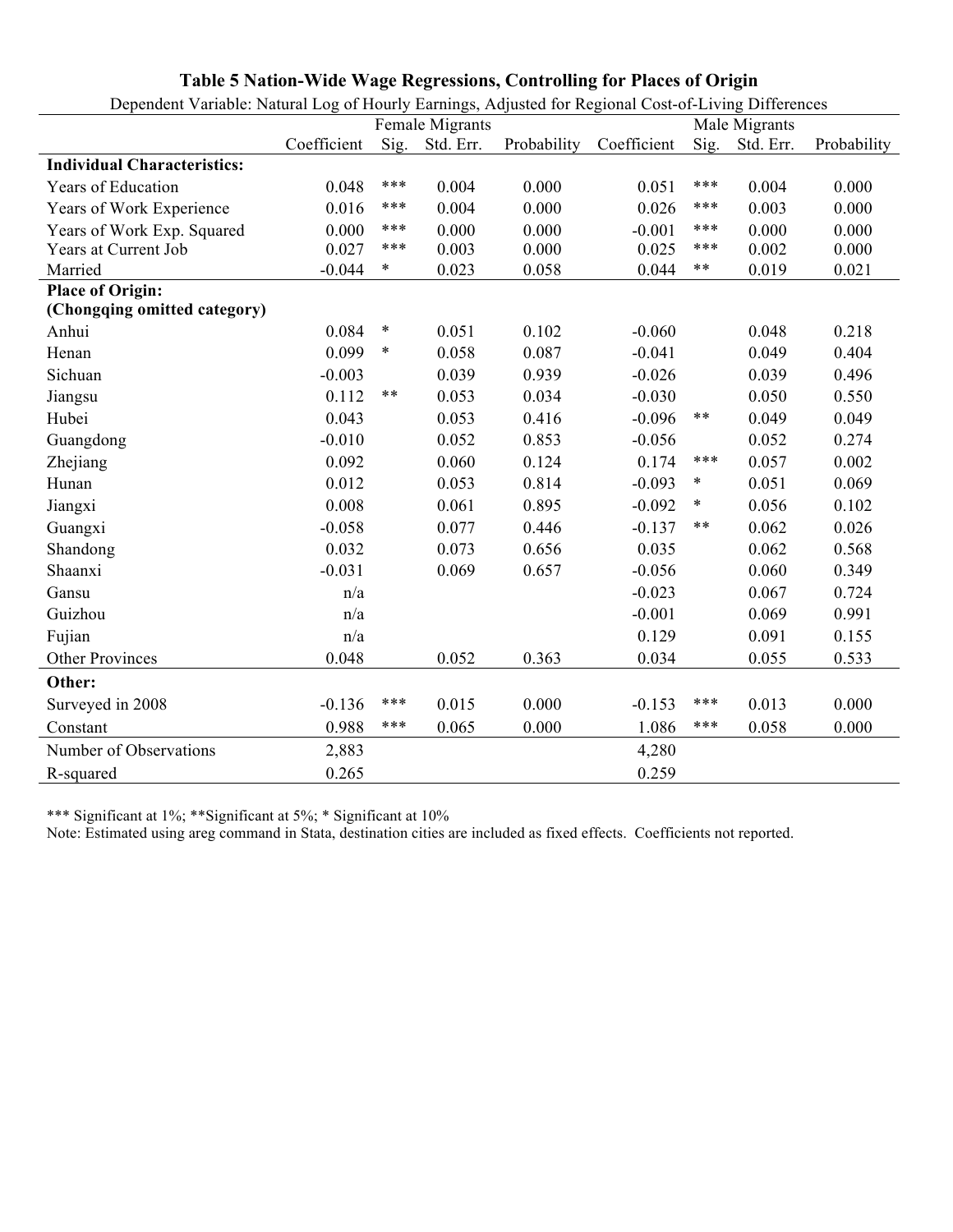**Table 5 Nation-Wide Wage Regressions, Controlling for Places of Origin**

Dependent Variable: Natural Log of Hourly Earnings, Adjusted for Regional Cost-of-Living Differences

| | Female Migrants | | | | Male Migrants | | | |
|---|---|---|---|---|---|---|---|---|
| | Coefficient | Sig. | Std. Err. | Probability | Coefficient | Sig. | Std. Err. | Probability |
| **Individual Characteristics:** | | | | | | | | |
| Years of Education | 0.048 | *** | 0.004 | 0.000 | 0.051 | *** | 0.004 | 0.000 |
| Years of Work Experience | 0.016 | *** | 0.004 | 0.000 | 0.026 | *** | 0.003 | 0.000 |
| Years of Work Exp. Squared | 0.000 | *** | 0.000 | 0.000 | -0.001 | *** | 0.000 | 0.000 |
| Years at Current Job | 0.027 | *** | 0.003 | 0.000 | 0.025 | *** | 0.002 | 0.000 |
| Married | -0.044 | * | 0.023 | 0.058 | 0.044 | ** | 0.019 | 0.021 |
| **Place of Origin: (Chongqing omitted category)** | | | | | | | | |
| Anhui | 0.084 | * | 0.051 | 0.102 | -0.060 | | 0.048 | 0.218 |
| Henan | 0.099 | * | 0.058 | 0.087 | -0.041 | | 0.049 | 0.404 |
| Sichuan | -0.003 | | 0.039 | 0.939 | -0.026 | | 0.039 | 0.496 |
| Jiangsu | 0.112 | ** | 0.053 | 0.034 | -0.030 | | 0.050 | 0.550 |
| Hubei | 0.043 | | 0.053 | 0.416 | -0.096 | ** | 0.049 | 0.049 |
| Guangdong | -0.010 | | 0.052 | 0.853 | -0.056 | | 0.052 | 0.274 |
| Zhejiang | 0.092 | | 0.060 | 0.124 | 0.174 | *** | 0.057 | 0.002 |
| Hunan | 0.012 | | 0.053 | 0.814 | -0.093 | * | 0.051 | 0.069 |
| Jiangxi | 0.008 | | 0.061 | 0.895 | -0.092 | * | 0.056 | 0.102 |
| Guangxi | -0.058 | | 0.077 | 0.446 | -0.137 | ** | 0.062 | 0.026 |
| Shandong | 0.032 | | 0.073 | 0.656 | 0.035 | | 0.062 | 0.568 |
| Shaanxi | -0.031 | | 0.069 | 0.657 | -0.056 | | 0.060 | 0.349 |
| Gansu | n/a | | | | -0.023 | | 0.067 | 0.724 |
| Guizhou | n/a | | | | -0.001 | | 0.069 | 0.991 |
| Fujian | n/a | | | | 0.129 | | 0.091 | 0.155 |
| Other Provinces | 0.048 | | 0.052 | 0.363 | 0.034 | | 0.055 | 0.533 |
| **Other:** | | | | | | | | |
| Surveyed in 2008 | -0.136 | *** | 0.015 | 0.000 | -0.153 | *** | 0.013 | 0.000 |
| Constant | 0.988 | *** | 0.065 | 0.000 | 1.086 | *** | 0.058 | 0.000 |
| Number of Observations | 2,883 | | | | 4,280 | | | |
| R-squared | 0.265 | | | | 0.259 | | | |

*** Significant at 1%; **Significant at 5%; * Significant at 10%

Note: Estimated using areg command in Stata, destination cities are included as fixed effects. Coefficients not reported.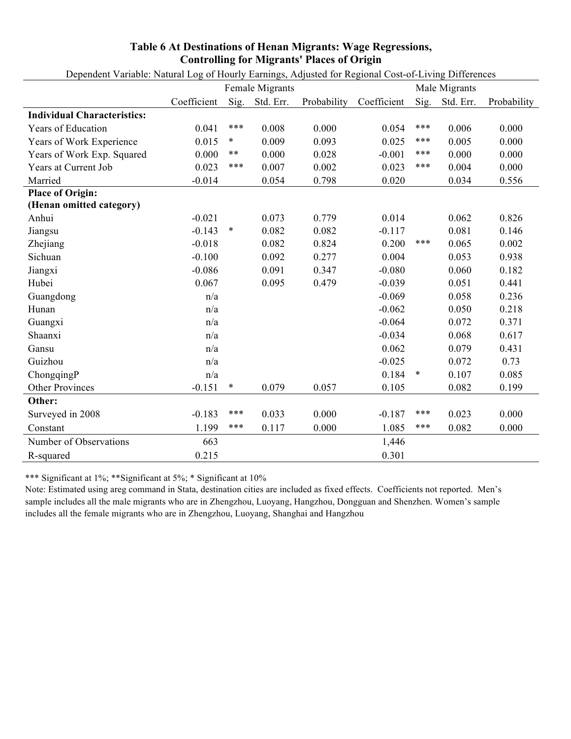**Table 6 At Destinations of Henan Migrants: Wage Regressions, Controlling for Migrants' Places of Origin**

Dependent Variable: Natural Log of Hourly Earnings, Adjusted for Regional Cost-of-Living Differences

| | Female Migrants | | | | Male Migrants | | | |
|---|---|---|---|---|---|---|---|---|
| | Coefficient | Sig. | Std. Err. | Probability | Coefficient | Sig. | Std. Err. | Probability |
| **Individual Characteristics:** | | | | | | | | |
| Years of Education | 0.041 | *** | 0.008 | 0.000 | 0.054 | *** | 0.006 | 0.000 |
| Years of Work Experience | 0.015 | * | 0.009 | 0.093 | 0.025 | *** | 0.005 | 0.000 |
| Years of Work Exp. Squared | 0.000 | ** | 0.000 | 0.028 | -0.001 | *** | 0.000 | 0.000 |
| Years at Current Job | 0.023 | *** | 0.007 | 0.002 | 0.023 | *** | 0.004 | 0.000 |
| Married | -0.014 | | 0.054 | 0.798 | 0.020 | | 0.034 | 0.556 |
| **Place of Origin: (Henan omitted category)** | | | | | | | | |
| Anhui | -0.021 | | 0.073 | 0.779 | 0.014 | | 0.062 | 0.826 |
| Jiangsu | -0.143 | * | 0.082 | 0.082 | -0.117 | | 0.081 | 0.146 |
| Zhejiang | -0.018 | | 0.082 | 0.824 | 0.200 | *** | 0.065 | 0.002 |
| Sichuan | -0.100 | | 0.092 | 0.277 | 0.004 | | 0.053 | 0.938 |
| Jiangxi | -0.086 | | 0.091 | 0.347 | -0.080 | | 0.060 | 0.182 |
| Hubei | 0.067 | | 0.095 | 0.479 | -0.039 | | 0.051 | 0.441 |
| Guangdong | n/a | | | | -0.069 | | 0.058 | 0.236 |
| Hunan | n/a | | | | -0.062 | | 0.050 | 0.218 |
| Guangxi | n/a | | | | -0.064 | | 0.072 | 0.371 |
| Shaanxi | n/a | | | | -0.034 | | 0.068 | 0.617 |
| Gansu | n/a | | | | 0.062 | | 0.079 | 0.431 |
| Guizhou | n/a | | | | -0.025 | | 0.072 | 0.73 |
| ChongqingP | n/a | | | | 0.184 | * | 0.107 | 0.085 |
| Other Provinces | -0.151 | * | 0.079 | 0.057 | 0.105 | | 0.082 | 0.199 |
| **Other:** | | | | | | | | |
| Surveyed in 2008 | -0.183 | *** | 0.033 | 0.000 | -0.187 | *** | 0.023 | 0.000 |
| Constant | 1.199 | *** | 0.117 | 0.000 | 1.085 | *** | 0.082 | 0.000 |
| Number of Observations | 663 | | | | 1,446 | | | |
| R-squared | 0.215 | | | | 0.301 | | | |

*** Significant at 1%; **Significant at 5%; * Significant at 10%

Note: Estimated using areg command in Stata, destination cities are included as fixed effects. Coefficients not reported. Men's sample includes all the male migrants who are in Zhengzhou, Luoyang, Hangzhou, Dongguan and Shenzhen. Women's sample includes all the female migrants who are in Zhengzhou, Luoyang, Shanghai and Hangzhou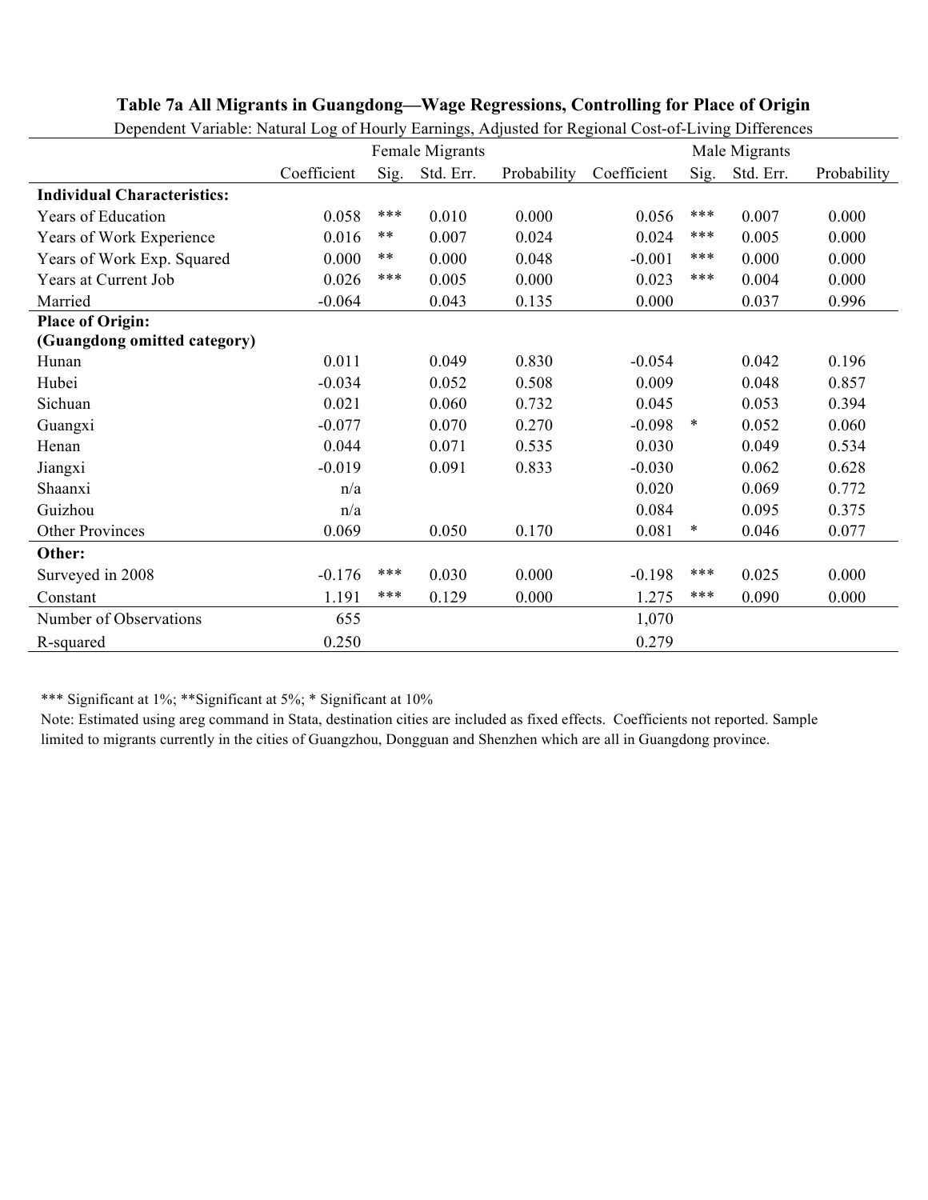**Table 7a All Migrants in Guangdong—Wage Regressions, Controlling for Place of Origin**

Dependent Variable: Natural Log of Hourly Earnings, Adjusted for Regional Cost-of-Living Differences

| | Female Migrants | | | | Male Migrants | | | |
|---|---|---|---|---|---|---|---|---|
| | Coefficient | Sig. | Std. Err. | Probability | Coefficient | Sig. | Std. Err. | Probability |
| **Individual Characteristics:** | | | | | | | | |
| Years of Education | 0.058 | *** | 0.010 | 0.000 | 0.056 | *** | 0.007 | 0.000 |
| Years of Work Experience | 0.016 | ** | 0.007 | 0.024 | 0.024 | *** | 0.005 | 0.000 |
| Years of Work Exp. Squared | 0.000 | ** | 0.000 | 0.048 | -0.001 | *** | 0.000 | 0.000 |
| Years at Current Job | 0.026 | *** | 0.005 | 0.000 | 0.023 | *** | 0.004 | 0.000 |
| Married | -0.064 | | 0.043 | 0.135 | 0.000 | | 0.037 | 0.996 |
| **Place of Origin:** | | | | | | | | |
| **(Guangdong omitted category)** | | | | | | | | |
| Hunan | 0.011 | | 0.049 | 0.830 | -0.054 | | 0.042 | 0.196 |
| Hubei | -0.034 | | 0.052 | 0.508 | 0.009 | | 0.048 | 0.857 |
| Sichuan | 0.021 | | 0.060 | 0.732 | 0.045 | | 0.053 | 0.394 |
| Guangxi | -0.077 | | 0.070 | 0.270 | -0.098 | * | 0.052 | 0.060 |
| Henan | 0.044 | | 0.071 | 0.535 | 0.030 | | 0.049 | 0.534 |
| Jiangxi | -0.019 | | 0.091 | 0.833 | -0.030 | | 0.062 | 0.628 |
| Shaanxi | n/a | | | | 0.020 | | 0.069 | 0.772 |
| Guizhou | n/a | | | | 0.084 | | 0.095 | 0.375 |
| Other Provinces | 0.069 | | 0.050 | 0.170 | 0.081 | * | 0.046 | 0.077 |
| **Other:** | | | | | | | | |
| Surveyed in 2008 | -0.176 | *** | 0.030 | 0.000 | -0.198 | *** | 0.025 | 0.000 |
| Constant | 1.191 | *** | 0.129 | 0.000 | 1.275 | *** | 0.090 | 0.000 |
| Number of Observations | 655 | | | | 1,070 | | | |
| R-squared | 0.250 | | | | 0.279 | | | |

*** Significant at 1%; **Significant at 5%; * Significant at 10%

Note: Estimated using areg command in Stata, destination cities are included as fixed effects. Coefficients not reported. Sample limited to migrants currently in the cities of Guangzhou, Dongguan and Shenzhen which are all in Guangdong province.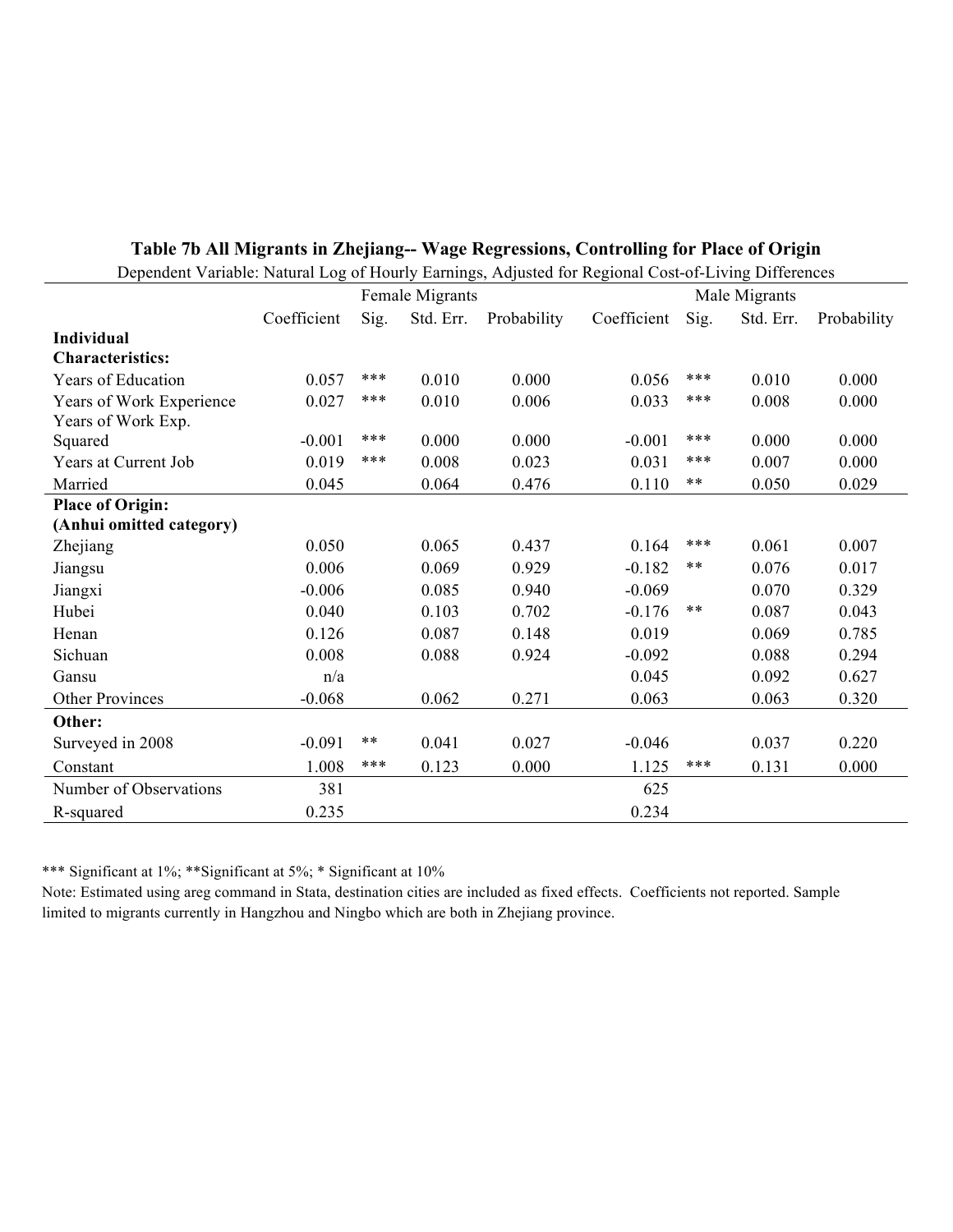**Table 7b All Migrants in Zhejiang-- Wage Regressions, Controlling for Place of Origin**

Dependent Variable: Natural Log of Hourly Earnings, Adjusted for Regional Cost-of-Living Differences

| | Female Migrants | | | | Male Migrants | | | |
|---|---|---|---|---|---|---|---|---|
| | Coefficient | Sig. | Std. Err. | Probability | Coefficient | Sig. | Std. Err. | Probability |
| **Individual Characteristics:** | | | | | | | | |
| Years of Education | 0.057 | *** | 0.010 | 0.000 | 0.056 | *** | 0.010 | 0.000 |
| Years of Work Experience | 0.027 | *** | 0.010 | 0.006 | 0.033 | *** | 0.008 | 0.000 |
| Years of Work Exp. Squared | -0.001 | *** | 0.000 | 0.000 | -0.001 | *** | 0.000 | 0.000 |
| Years at Current Job | 0.019 | *** | 0.008 | 0.023 | 0.031 | *** | 0.007 | 0.000 |
| Married | 0.045 | | 0.064 | 0.476 | 0.110 | ** | 0.050 | 0.029 |
| **Place of Origin: (Anhui omitted category)** | | | | | | | | |
| Zhejiang | 0.050 | | 0.065 | 0.437 | 0.164 | *** | 0.061 | 0.007 |
| Jiangsu | 0.006 | | 0.069 | 0.929 | -0.182 | ** | 0.076 | 0.017 |
| Jiangxi | -0.006 | | 0.085 | 0.940 | -0.069 | | 0.070 | 0.329 |
| Hubei | 0.040 | | 0.103 | 0.702 | -0.176 | ** | 0.087 | 0.043 |
| Henan | 0.126 | | 0.087 | 0.148 | 0.019 | | 0.069 | 0.785 |
| Sichuan | 0.008 | | 0.088 | 0.924 | -0.092 | | 0.088 | 0.294 |
| Gansu | n/a | | | | 0.045 | | 0.092 | 0.627 |
| Other Provinces | -0.068 | | 0.062 | 0.271 | 0.063 | | 0.063 | 0.320 |
| **Other:** | | | | | | | | |
| Surveyed in 2008 | -0.091 | ** | 0.041 | 0.027 | -0.046 | | 0.037 | 0.220 |
| Constant | 1.008 | *** | 0.123 | 0.000 | 1.125 | *** | 0.131 | 0.000 |
| Number of Observations | 381 | | | | 625 | | | |
| R-squared | 0.235 | | | | 0.234 | | | |

*** Significant at 1%; **Significant at 5%; * Significant at 10%

Note: Estimated using areg command in Stata, destination cities are included as fixed effects. Coefficients not reported. Sample limited to migrants currently in Hangzhou and Ningbo which are both in Zhejiang province.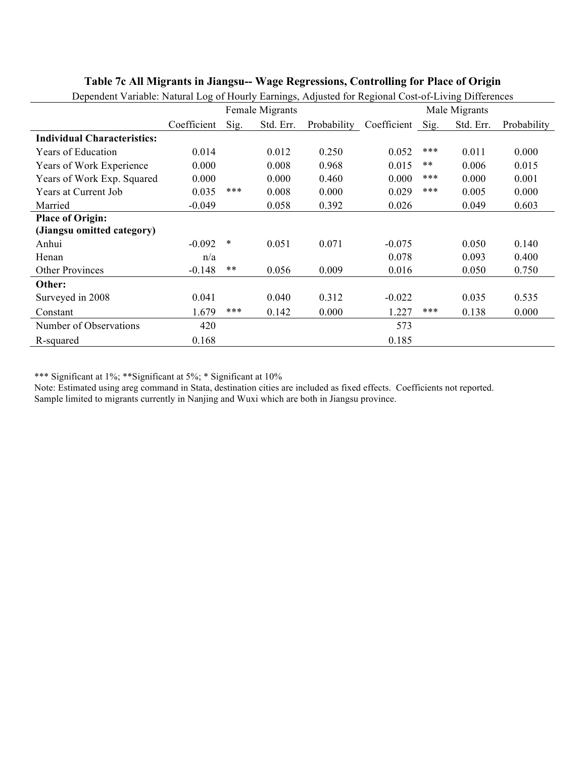**Table 7c All Migrants in Jiangsu-- Wage Regressions, Controlling for Place of Origin**

Dependent Variable: Natural Log of Hourly Earnings, Adjusted for Regional Cost-of-Living Differences

| | Female Migrants | | | | Male Migrants | | | |
|---|---|---|---|---|---|---|---|---|
| | Coefficient | Sig. | Std. Err. | Probability | Coefficient | Sig. | Std. Err. | Probability |
| **Individual Characteristics:** | | | | | | | | |
| Years of Education | 0.014 | | 0.012 | 0.250 | 0.052 | *** | 0.011 | 0.000 |
| Years of Work Experience | 0.000 | | 0.008 | 0.968 | 0.015 | ** | 0.006 | 0.015 |
| Years of Work Exp. Squared | 0.000 | | 0.000 | 0.460 | 0.000 | *** | 0.000 | 0.001 |
| Years at Current Job | 0.035 | *** | 0.008 | 0.000 | 0.029 | *** | 0.005 | 0.000 |
| Married | -0.049 | | 0.058 | 0.392 | 0.026 | | 0.049 | 0.603 |
| **Place of Origin:** **(Jiangsu omitted category)** | | | | | | | | |
| Anhui | -0.092 | * | 0.051 | 0.071 | -0.075 | | 0.050 | 0.140 |
| Henan | n/a | | | | 0.078 | | 0.093 | 0.400 |
| Other Provinces | -0.148 | ** | 0.056 | 0.009 | 0.016 | | 0.050 | 0.750 |
| **Other:** | | | | | | | | |
| Surveyed in 2008 | 0.041 | | 0.040 | 0.312 | -0.022 | | 0.035 | 0.535 |
| Constant | 1.679 | *** | 0.142 | 0.000 | 1.227 | *** | 0.138 | 0.000 |
| Number of Observations | 420 | | | | 573 | | | |
| R-squared | 0.168 | | | | 0.185 | | | |

*** Significant at 1%; **Significant at 5%; * Significant at 10%

Note: Estimated using areg command in Stata, destination cities are included as fixed effects. Coefficients not reported.
Sample limited to migrants currently in Nanjing and Wuxi which are both in Jiangsu province.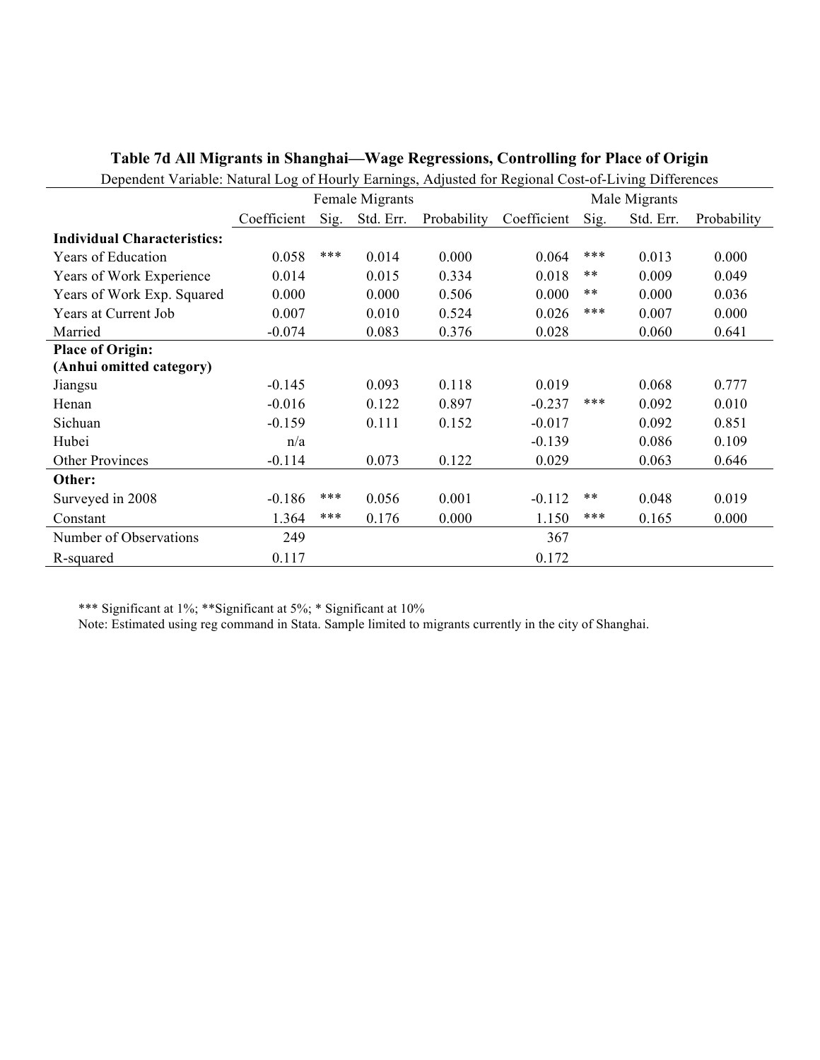**Table 7d All Migrants in Shanghai—Wage Regressions, Controlling for Place of Origin**

Dependent Variable: Natural Log of Hourly Earnings, Adjusted for Regional Cost-of-Living Differences

| | Female Migrants | | | | Male Migrants | | | |
|---|---|---|---|---|---|---|---|---|
| | Coefficient | Sig. | Std. Err. | Probability | Coefficient | Sig. | Std. Err. | Probability |
| **Individual Characteristics:** | | | | | | | | |
| Years of Education | 0.058 | *** | 0.014 | 0.000 | 0.064 | *** | 0.013 | 0.000 |
| Years of Work Experience | 0.014 | | 0.015 | 0.334 | 0.018 | ** | 0.009 | 0.049 |
| Years of Work Exp. Squared | 0.000 | | 0.000 | 0.506 | 0.000 | ** | 0.000 | 0.036 |
| Years at Current Job | 0.007 | | 0.010 | 0.524 | 0.026 | *** | 0.007 | 0.000 |
| Married | -0.074 | | 0.083 | 0.376 | 0.028 | | 0.060 | 0.641 |
| **Place of Origin: (Anhui omitted category)** | | | | | | | | |
| Jiangsu | -0.145 | | 0.093 | 0.118 | 0.019 | | 0.068 | 0.777 |
| Henan | -0.016 | | 0.122 | 0.897 | -0.237 | *** | 0.092 | 0.010 |
| Sichuan | -0.159 | | 0.111 | 0.152 | -0.017 | | 0.092 | 0.851 |
| Hubei | n/a | | | | -0.139 | | 0.086 | 0.109 |
| Other Provinces | -0.114 | | 0.073 | 0.122 | 0.029 | | 0.063 | 0.646 |
| **Other:** | | | | | | | | |
| Surveyed in 2008 | -0.186 | *** | 0.056 | 0.001 | -0.112 | ** | 0.048 | 0.019 |
| Constant | 1.364 | *** | 0.176 | 0.000 | 1.150 | *** | 0.165 | 0.000 |
| Number of Observations | 249 | | | | 367 | | | |
| R-squared | 0.117 | | | | 0.172 | | | |

*** Significant at 1%; **Significant at 5%; * Significant at 10%

Note: Estimated using reg command in Stata. Sample limited to migrants currently in the city of Shanghai.